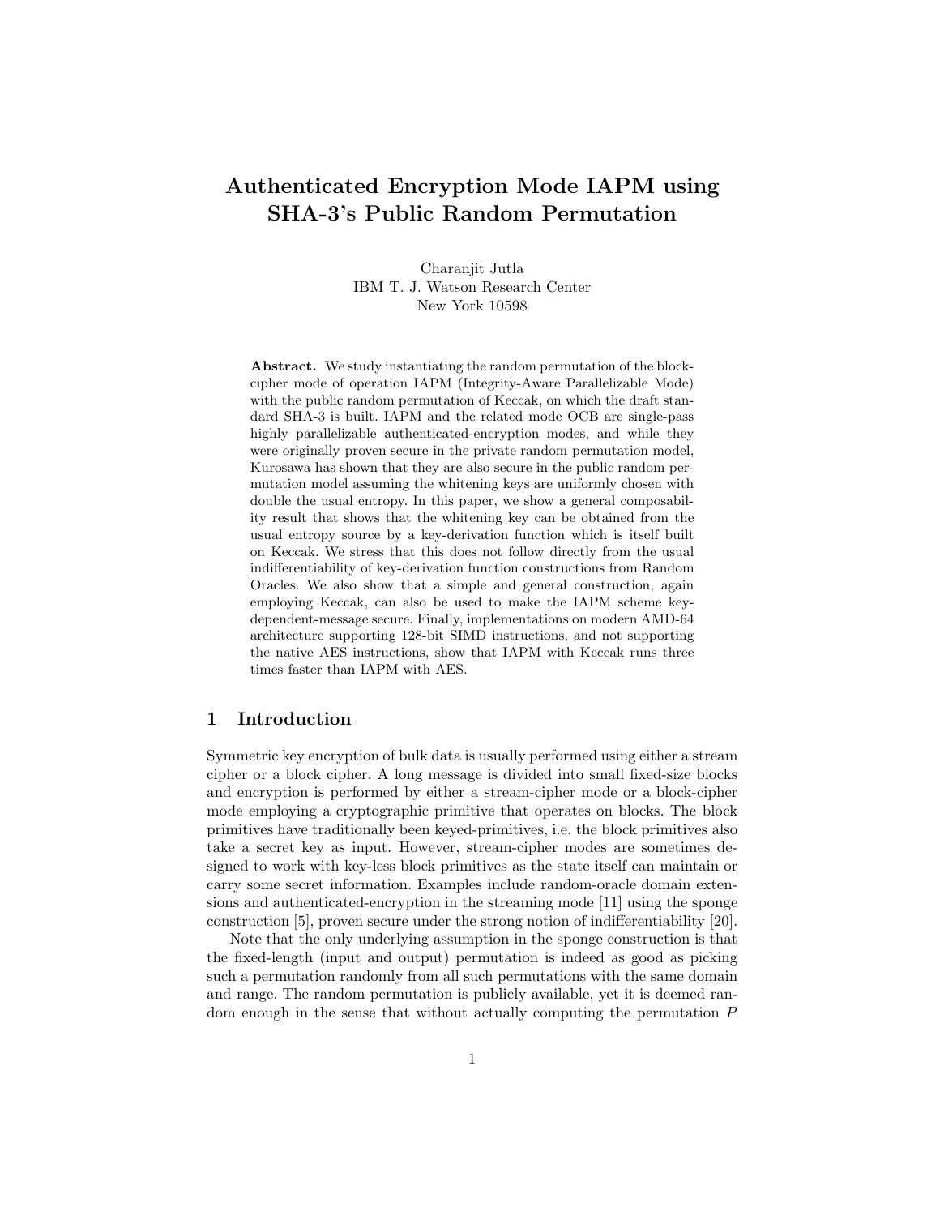# Authenticated Encryption Mode IAPM using SHA-3's Public Random Permutation

Charanjit Jutla
IBM T. J. Watson Research Center
New York 10598

**Abstract.** We study instantiating the random permutation of the block-cipher mode of operation IAPM (Integrity-Aware Parallelizable Mode) with the public random permutation of Keccak, on which the draft standard SHA-3 is built. IAPM and the related mode OCB are single-pass highly parallelizable authenticated-encryption modes, and while they were originally proven secure in the private random permutation model, Kurosawa has shown that they are also secure in the public random permutation model assuming the whitening keys are uniformly chosen with double the usual entropy. In this paper, we show a general composability result that shows that the whitening key can be obtained from the usual entropy source by a key-derivation function which is itself built on Keccak. We stress that this does not follow directly from the usual indifferentiability of key-derivation function constructions from Random Oracles. We also show that a simple and general construction, again employing Keccak, can also be used to make the IAPM scheme key-dependent-message secure. Finally, implementations on modern AMD-64 architecture supporting 128-bit SIMD instructions, and not supporting the native AES instructions, show that IAPM with Keccak runs three times faster than IAPM with AES.

## 1 Introduction

Symmetric key encryption of bulk data is usually performed using either a stream cipher or a block cipher. A long message is divided into small fixed-size blocks and encryption is performed by either a stream-cipher mode or a block-cipher mode employing a cryptographic primitive that operates on blocks. The block primitives have traditionally been keyed-primitives, i.e. the block primitives also take a secret key as input. However, stream-cipher modes are sometimes designed to work with key-less block primitives as the state itself can maintain or carry some secret information. Examples include random-oracle domain extensions and authenticated-encryption in the streaming mode [11] using the sponge construction [5], proven secure under the strong notion of indifferentiability [20].

Note that the only underlying assumption in the sponge construction is that the fixed-length (input and output) permutation is indeed as good as picking such a permutation randomly from all such permutations with the same domain and range. The random permutation is publicly available, yet it is deemed random enough in the sense that without actually computing the permutation $P$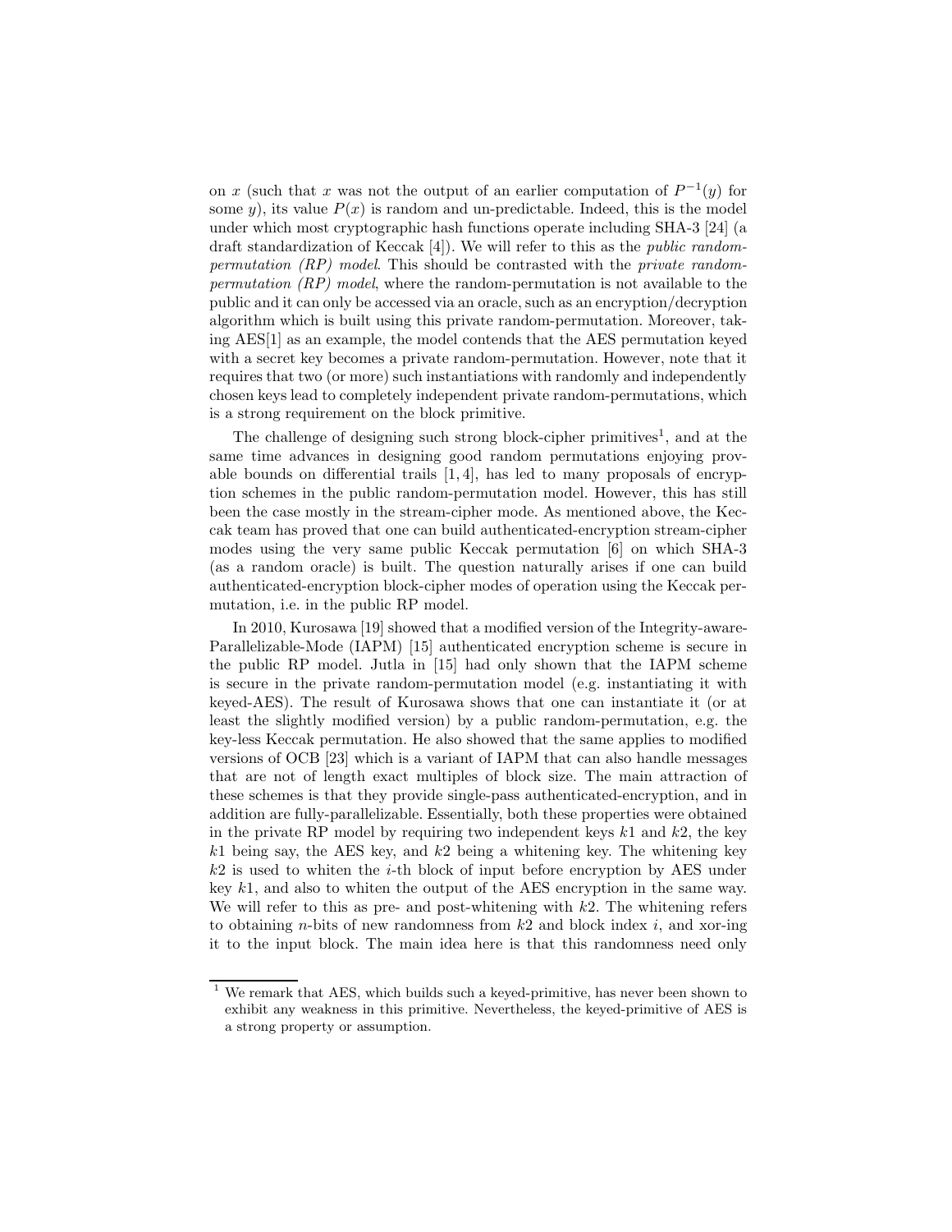on $x$ (such that $x$ was not the output of an earlier computation of $P^{-1}(y)$ for some $y$), its value $P(x)$ is random and un-predictable. Indeed, this is the model under which most cryptographic hash functions operate including SHA-3 [24] (a draft standardization of Keccak [4]). We will refer to this as the *public random-permutation (RP) model*. This should be contrasted with the *private random-permutation (RP) model*, where the random-permutation is not available to the public and it can only be accessed via an oracle, such as an encryption/decryption algorithm which is built using this private random-permutation. Moreover, taking AES[1] as an example, the model contends that the AES permutation keyed with a secret key becomes a private random-permutation. However, note that it requires that two (or more) such instantiations with randomly and independently chosen keys lead to completely independent private random-permutations, which is a strong requirement on the block primitive.

The challenge of designing such strong block-cipher primitives[1], and at the same time advances in designing good random permutations enjoying provable bounds on differential trails [1, 4], has led to many proposals of encryption schemes in the public random-permutation model. However, this has still been the case mostly in the stream-cipher mode. As mentioned above, the Keccak team has proved that one can build authenticated-encryption stream-cipher modes using the very same public Keccak permutation [6] on which SHA-3 (as a random oracle) is built. The question naturally arises if one can build authenticated-encryption block-cipher modes of operation using the Keccak permutation, i.e. in the public RP model.

In 2010, Kurosawa [19] showed that a modified version of the Integrity-aware-Parallelizable-Mode (IAPM) [15] authenticated encryption scheme is secure in the public RP model. Jutla in [15] had only shown that the IAPM scheme is secure in the private random-permutation model (e.g. instantiating it with keyed-AES). The result of Kurosawa shows that one can instantiate it (or at least the slightly modified version) by a public random-permutation, e.g. the key-less Keccak permutation. He also showed that the same applies to modified versions of OCB [23] which is a variant of IAPM that can also handle messages that are not of length exact multiples of block size. The main attraction of these schemes is that they provide single-pass authenticated-encryption, and in addition are fully-parallelizable. Essentially, both these properties were obtained in the private RP model by requiring two independent keys $k1$ and $k2$, the key $k1$ being say, the AES key, and $k2$ being a whitening key. The whitening key $k2$ is used to whiten the $i$-th block of input before encryption by AES under key $k1$, and also to whiten the output of the AES encryption in the same way. We will refer to this as pre- and post-whitening with $k2$. The whitening refers to obtaining $n$-bits of new randomness from $k2$ and block index $i$, and xor-ing it to the input block. The main idea here is that this randomness need only

[1] We remark that AES, which builds such a keyed-primitive, has never been shown to exhibit any weakness in this primitive. Nevertheless, the keyed-primitive of AES is a strong property or assumption.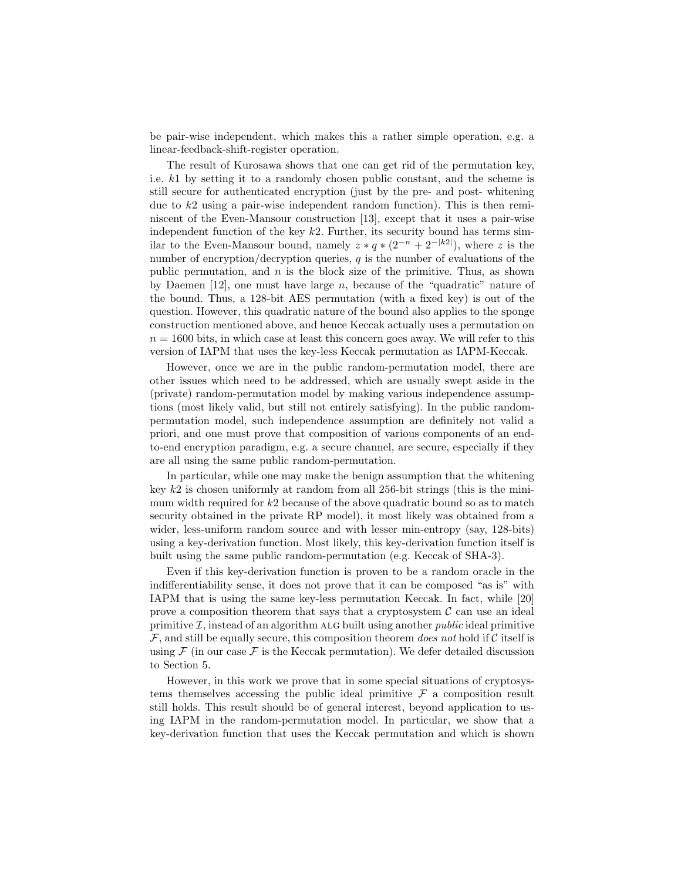be pair-wise independent, which makes this a rather simple operation, e.g. a linear-feedback-shift-register operation.

The result of Kurosawa shows that one can get rid of the permutation key, i.e. $k1$ by setting it to a randomly chosen public constant, and the scheme is still secure for authenticated encryption (just by the pre- and post- whitening due to $k2$ using a pair-wise independent random function). This is then reminiscent of the Even-Mansour construction [13], except that it uses a pair-wise independent function of the key $k2$. Further, its security bound has terms similar to the Even-Mansour bound, namely $z * q * (2^{-n} + 2^{-|k2|})$, where $z$ is the number of encryption/decryption queries, $q$ is the number of evaluations of the public permutation, and $n$ is the block size of the primitive. Thus, as shown by Daemen [12], one must have large $n$, because of the "quadratic" nature of the bound. Thus, a 128-bit AES permutation (with a fixed key) is out of the question. However, this quadratic nature of the bound also applies to the sponge construction mentioned above, and hence Keccak actually uses a permutation on $n = 1600$ bits, in which case at least this concern goes away. We will refer to this version of IAPM that uses the key-less Keccak permutation as IAPM-Keccak.

However, once we are in the public random-permutation model, there are other issues which need to be addressed, which are usually swept aside in the (private) random-permutation model by making various independence assumptions (most likely valid, but still not entirely satisfying). In the public random-permutation model, such independence assumption are definitely not valid a priori, and one must prove that composition of various components of an end-to-end encryption paradigm, e.g. a secure channel, are secure, especially if they are all using the same public random-permutation.

In particular, while one may make the benign assumption that the whitening key $k2$ is chosen uniformly at random from all 256-bit strings (this is the minimum width required for $k2$ because of the above quadratic bound so as to match security obtained in the private RP model), it most likely was obtained from a wider, less-uniform random source and with lesser min-entropy (say, 128-bits) using a key-derivation function. Most likely, this key-derivation function itself is built using the same public random-permutation (e.g. Keccak of SHA-3).

Even if this key-derivation function is proven to be a random oracle in the indifferentiability sense, it does not prove that it can be composed "as is" with IAPM that is using the same key-less permutation Keccak. In fact, while [20] prove a composition theorem that says that a cryptosystem $\mathcal{C}$ can use an ideal primitive $\mathcal{I}$, instead of an algorithm ALG built using another *public* ideal primitive $\mathcal{F}$, and still be equally secure, this composition theorem *does not* hold if $\mathcal{C}$ itself is using $\mathcal{F}$ (in our case $\mathcal{F}$ is the Keccak permutation). We defer detailed discussion to Section 5.

However, in this work we prove that in some special situations of cryptosystems themselves accessing the public ideal primitive $\mathcal{F}$ a composition result still holds. This result should be of general interest, beyond application to using IAPM in the random-permutation model. In particular, we show that a key-derivation function that uses the Keccak permutation and which is shown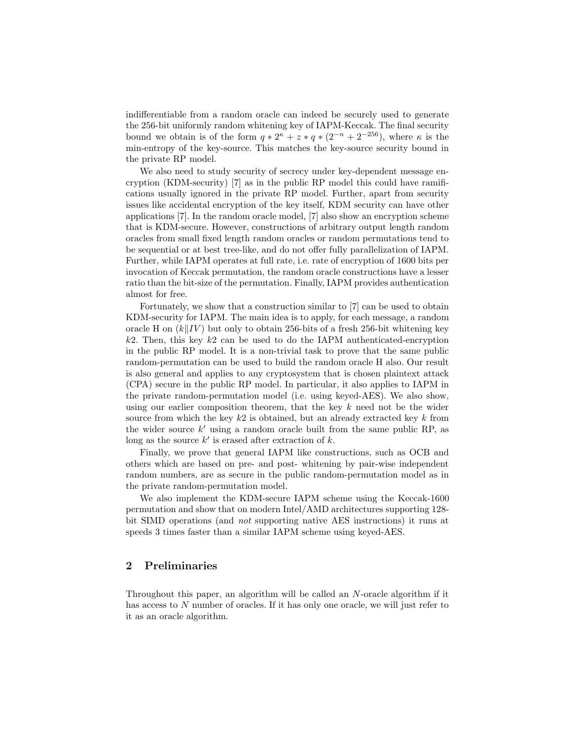indifferentiable from a random oracle can indeed be securely used to generate the 256-bit uniformly random whitening key of IAPM-Keccak. The final security bound we obtain is of the form $q * 2^{\kappa} + z * q * (2^{-n} + 2^{-256})$, where $\kappa$ is the min-entropy of the key-source. This matches the key-source security bound in the private RP model.

We also need to study security of secrecy under key-dependent message encryption (KDM-security) [7] as in the public RP model this could have ramifications usually ignored in the private RP model. Further, apart from security issues like accidental encryption of the key itself, KDM security can have other applications [7]. In the random oracle model, [7] also show an encryption scheme that is KDM-secure. However, constructions of arbitrary output length random oracles from small fixed length random oracles or random permutations tend to be sequential or at best tree-like, and do not offer fully parallelization of IAPM. Further, while IAPM operates at full rate, i.e. rate of encryption of 1600 bits per invocation of Keccak permutation, the random oracle constructions have a lesser ratio than the bit-size of the permutation. Finally, IAPM provides authentication almost for free.

Fortunately, we show that a construction similar to [7] can be used to obtain KDM-security for IAPM. The main idea is to apply, for each message, a random oracle H on $(k \| IV)$ but only to obtain 256-bits of a fresh 256-bit whitening key $k2$. Then, this key $k2$ can be used to do the IAPM authenticated-encryption in the public RP model. It is a non-trivial task to prove that the same public random-permutation can be used to build the random oracle H also. Our result is also general and applies to any cryptosystem that is chosen plaintext attack (CPA) secure in the public RP model. In particular, it also applies to IAPM in the private random-permutation model (i.e. using keyed-AES). We also show, using our earlier composition theorem, that the key $k$ need not be the wider source from which the key $k2$ is obtained, but an already extracted key $k$ from the wider source $k'$ using a random oracle built from the same public RP, as long as the source $k'$ is erased after extraction of $k$.

Finally, we prove that general IAPM like constructions, such as OCB and others which are based on pre- and post- whitening by pair-wise independent random numbers, are as secure in the public random-permutation model as in the private random-permutation model.

We also implement the KDM-secure IAPM scheme using the Keccak-1600 permutation and show that on modern Intel/AMD architectures supporting 128-bit SIMD operations (and *not* supporting native AES instructions) it runs at speeds 3 times faster than a similar IAPM scheme using keyed-AES.

## 2 Preliminaries

Throughout this paper, an algorithm will be called an $N$-oracle algorithm if it has access to $N$ number of oracles. If it has only one oracle, we will just refer to it as an oracle algorithm.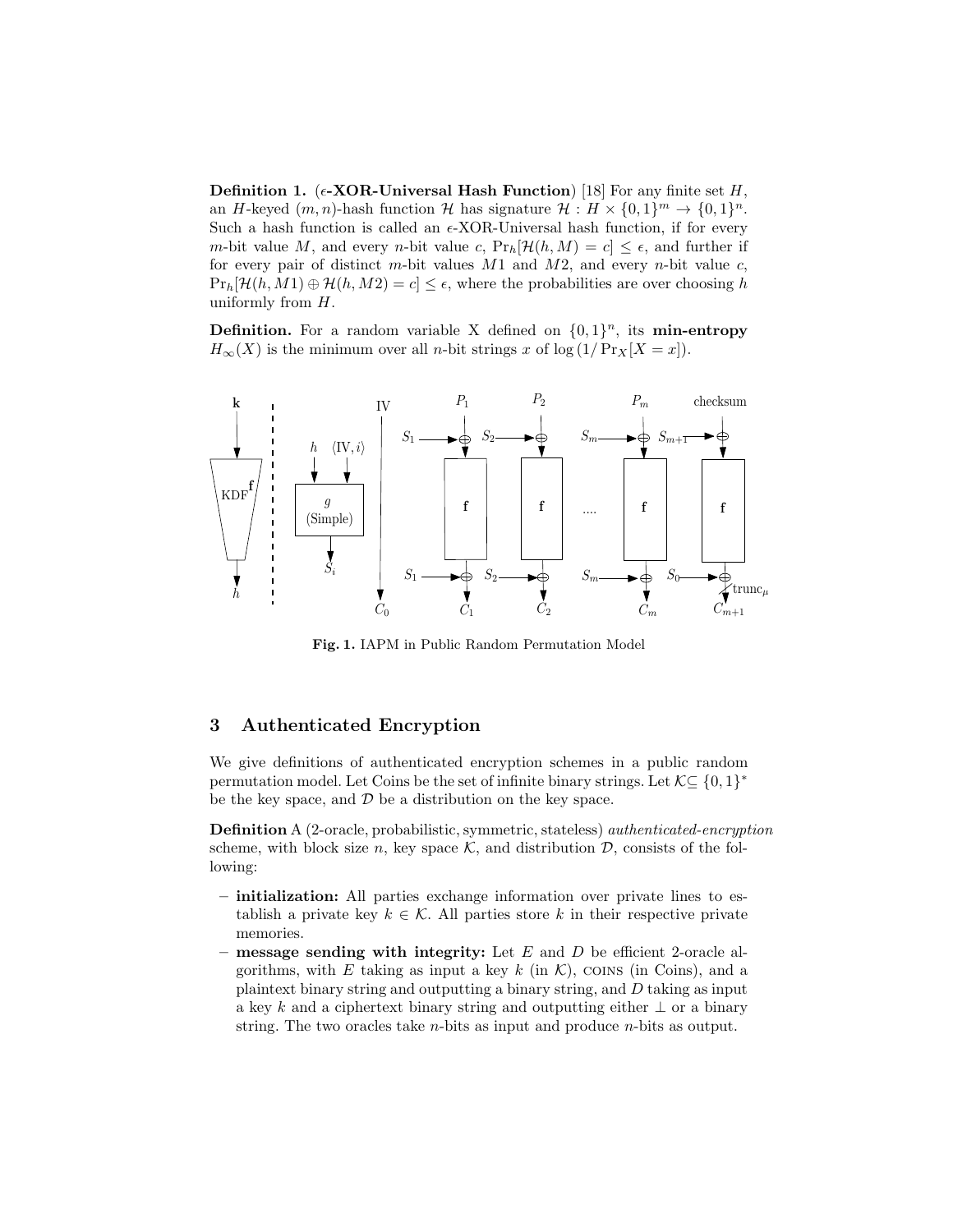**Definition 1.** (**$\epsilon$-XOR-Universal Hash Function**) [18] For any finite set $H$, an $H$-keyed $(m, n)$-hash function $\mathcal{H}$ has signature $\mathcal{H} : H \times \{0,1\}^m \to \{0,1\}^n$. Such a hash function is called an $\epsilon$-XOR-Universal hash function, if for every $m$-bit value $M$, and every $n$-bit value $c$, $\Pr_h[\mathcal{H}(h, M) = c] \leq \epsilon$, and further if for every pair of distinct $m$-bit values $M1$ and $M2$, and every $n$-bit value $c$, $\Pr_h[\mathcal{H}(h, M1) \oplus \mathcal{H}(h, M2) = c] \leq \epsilon$, where the probabilities are over choosing $h$ uniformly from $H$.

**Definition.** For a random variable X defined on $\{0,1\}^n$, its **min-entropy** $H_\infty(X)$ is the minimum over all $n$-bit strings $x$ of $\log(1/\Pr_X[X = x])$.

k
KDF f
h
h
$\langle \mathrm{IV}, i \rangle$
g
(Simple)
$S_i$
IV
$C_0$
$P_1$
$P_2$
$P_m$
checksum
$S_1$
$S_2$
$S_m$
$S_{m+1}$
f
f
....
f
f
$S_1$
$S_2$
$S_m$
$S_0$
trunc$_\mu$
$C_1$
$C_2$
$C_m$
$C_{m+1}$

**Fig. 1.** IAPM in Public Random Permutation Model

## 3 Authenticated Encryption

We give definitions of authenticated encryption schemes in a public random permutation model. Let Coins be the set of infinite binary strings. Let $\mathcal{K} \subseteq \{0,1\}^*$ be the key space, and $\mathcal{D}$ be a distribution on the key space.

**Definition** A (2-oracle, probabilistic, symmetric, stateless) *authenticated-encryption* scheme, with block size $n$, key space $\mathcal{K}$, and distribution $\mathcal{D}$, consists of the following:

- **initialization:** All parties exchange information over private lines to establish a private key $k \in \mathcal{K}$. All parties store $k$ in their respective private memories.
- **message sending with integrity:** Let $E$ and $D$ be efficient 2-oracle algorithms, with $E$ taking as input a key $k$ (in $\mathcal{K}$), COINS (in Coins), and a plaintext binary string and outputting a binary string, and $D$ taking as input a key $k$ and a ciphertext binary string and outputting either $\perp$ or a binary string. The two oracles take $n$-bits as input and produce $n$-bits as output.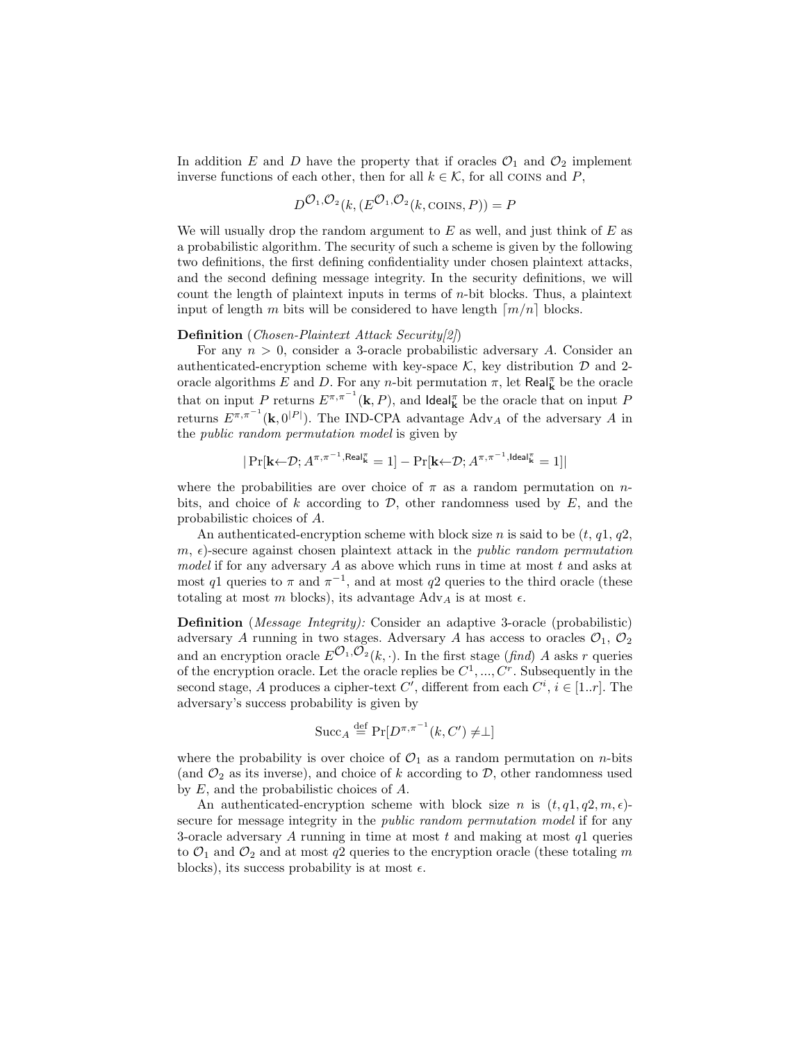In addition $E$ and $D$ have the property that if oracles $\mathcal{O}_1$ and $\mathcal{O}_2$ implement inverse functions of each other, then for all $k \in \mathcal{K}$, for all COINS and $P$,

$$D^{\mathcal{O}_1,\mathcal{O}_2}(k, (E^{\mathcal{O}_1,\mathcal{O}_2}(k, \text{COINS}, P)) = P$$

We will usually drop the random argument to $E$ as well, and just think of $E$ as a probabilistic algorithm. The security of such a scheme is given by the following two definitions, the first defining confidentiality under chosen plaintext attacks, and the second defining message integrity. In the security definitions, we will count the length of plaintext inputs in terms of $n$-bit blocks. Thus, a plaintext input of length $m$ bits will be considered to have length $\lceil m/n \rceil$ blocks.

**Definition** (*Chosen-Plaintext Attack Security[2]*)
For any $n > 0$, consider a 3-oracle probabilistic adversary $A$. Consider an authenticated-encryption scheme with key-space $\mathcal{K}$, key distribution $\mathcal{D}$ and 2-oracle algorithms $E$ and $D$. For any $n$-bit permutation $\pi$, let $\mathsf{Real}^{\pi}_{\mathbf{k}}$ be the oracle that on input $P$ returns $E^{\pi,\pi^{-1}}(\mathbf{k}, P)$, and $\mathsf{Ideal}^{\pi}_{\mathbf{k}}$ be the oracle that on input $P$ returns $E^{\pi,\pi^{-1}}(\mathbf{k}, 0^{|P|})$. The IND-CPA advantage $\mathrm{Adv}_A$ of the adversary $A$ in the *public random permutation model* is given by

$$|\Pr[\mathbf{k}{\leftarrow}\mathcal{D}; A^{\pi,\pi^{-1},\mathsf{Real}^{\pi}_{\mathbf{k}}} = 1] - \Pr[\mathbf{k}{\leftarrow}\mathcal{D}; A^{\pi,\pi^{-1},\mathsf{Ideal}^{\pi}_{\mathbf{k}}} = 1]|$$

where the probabilities are over choice of $\pi$ as a random permutation on $n$-bits, and choice of $k$ according to $\mathcal{D}$, other randomness used by $E$, and the probabilistic choices of $A$.

An authenticated-encryption scheme with block size $n$ is said to be ($t$, $q1$, $q2$, $m$, $\epsilon$)-secure against chosen plaintext attack in the *public random permutation model* if for any adversary $A$ as above which runs in time at most $t$ and asks at most $q1$ queries to $\pi$ and $\pi^{-1}$, and at most $q2$ queries to the third oracle (these totaling at most $m$ blocks), its advantage $\mathrm{Adv}_A$ is at most $\epsilon$.

**Definition** (*Message Integrity):* Consider an adaptive 3-oracle (probabilistic) adversary $A$ running in two stages. Adversary $A$ has access to oracles $\mathcal{O}_1$, $\mathcal{O}_2$ and an encryption oracle $E^{\mathcal{O}_1,\mathcal{O}_2}(k, \cdot)$. In the first stage (*find*) $A$ asks $r$ queries of the encryption oracle. Let the oracle replies be $C^1, ..., C^r$. Subsequently in the second stage, $A$ produces a cipher-text $C'$, different from each $C^i$, $i \in [1..r]$. The adversary's success probability is given by

$$\mathrm{Succ}_A \stackrel{\text{def}}{=} \Pr[D^{\pi,\pi^{-1}}(k, C') \neq \perp]$$

where the probability is over choice of $\mathcal{O}_1$ as a random permutation on $n$-bits (and $\mathcal{O}_2$ as its inverse), and choice of $k$ according to $\mathcal{D}$, other randomness used by $E$, and the probabilistic choices of $A$.

An authenticated-encryption scheme with block size $n$ is $(t, q1, q2, m, \epsilon)$-secure for message integrity in the *public random permutation model* if for any 3-oracle adversary $A$ running in time at most $t$ and making at most $q1$ queries to $\mathcal{O}_1$ and $\mathcal{O}_2$ and at most $q2$ queries to the encryption oracle (these totaling $m$ blocks), its success probability is at most $\epsilon$.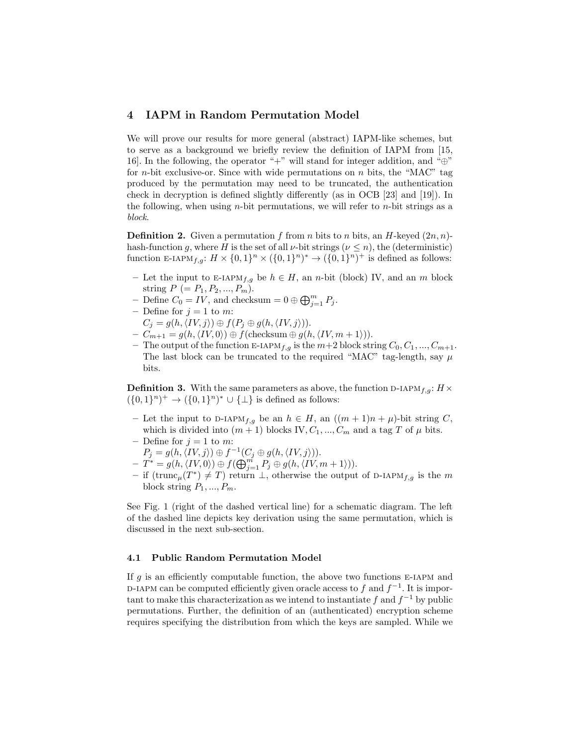## 4 IAPM in Random Permutation Model

We will prove our results for more general (abstract) IAPM-like schemes, but to serve as a background we briefly review the definition of IAPM from [15, 16]. In the following, the operator "+" will stand for integer addition, and "$\oplus$" for $n$-bit exclusive-or. Since with wide permutations on $n$ bits, the "MAC" tag produced by the permutation may need to be truncated, the authentication check in decryption is defined slightly differently (as in OCB [23] and [19]). In the following, when using $n$-bit permutations, we will refer to $n$-bit strings as a *block*.

**Definition 2.** Given a permutation $f$ from $n$ bits to $n$ bits, an $H$-keyed $(2n, n)$-hash-function $g$, where $H$ is the set of all $\nu$-bit strings ($\nu \leq n$), the (deterministic) function E-IAPM$_{f,g}$: $H \times \{0,1\}^n \times (\{0,1\}^n)^* \to (\{0,1\}^n)^+$ is defined as follows:

- Let the input to E-IAPM$_{f,g}$ be $h \in H$, an $n$-bit (block) IV, and an $m$ block string $P$ $(= P_1, P_2, ..., P_m)$.
- Define $C_0 = IV$, and checksum $= 0 \oplus \bigoplus_{j=1}^{m} P_j$.
- Define for $j = 1$ to $m$:
  $C_j = g(h, \langle IV, j \rangle) \oplus f(P_j \oplus g(h, \langle IV, j \rangle))$.
- $C_{m+1} = g(h, \langle IV, 0 \rangle) \oplus f(\text{checksum} \oplus g(h, \langle IV, m+1 \rangle))$.
- The output of the function E-IAPM$_{f,g}$ is the $m+2$ block string $C_0, C_1, ..., C_{m+1}$. The last block can be truncated to the required "MAC" tag-length, say $\mu$ bits.

**Definition 3.** With the same parameters as above, the function D-IAPM$_{f,g}$: $H \times (\{0,1\}^n)^+ \to (\{0,1\}^n)^* \cup \{\perp\}$ is defined as follows:

- Let the input to D-IAPM$_{f,g}$ be an $h \in H$, an $((m+1)n + \mu)$-bit string $C$, which is divided into $(m+1)$ blocks $IV, C_1, ..., C_m$ and a tag $T$ of $\mu$ bits.
- Define for $j = 1$ to $m$:
  $P_j = g(h, \langle IV, j \rangle) \oplus f^{-1}(C_j \oplus g(h, \langle IV, j \rangle))$.
- $T^* = g(h, \langle IV, 0 \rangle) \oplus f(\bigoplus_{j=1}^{m} P_j \oplus g(h, \langle IV, m+1 \rangle))$.
- if $(\text{trunc}_\mu(T^*) \neq T)$ return $\perp$, otherwise the output of D-IAPM$_{f,g}$ is the $m$ block string $P_1, ..., P_m$.

See Fig. 1 (right of the dashed vertical line) for a schematic diagram. The left of the dashed line depicts key derivation using the same permutation, which is discussed in the next sub-section.

### 4.1 Public Random Permutation Model

If $g$ is an efficiently computable function, the above two functions E-IAPM and D-IAPM can be computed efficiently given oracle access to $f$ and $f^{-1}$. It is important to make this characterization as we intend to instantiate $f$ and $f^{-1}$ by public permutations. Further, the definition of an (authenticated) encryption scheme requires specifying the distribution from which the keys are sampled. While we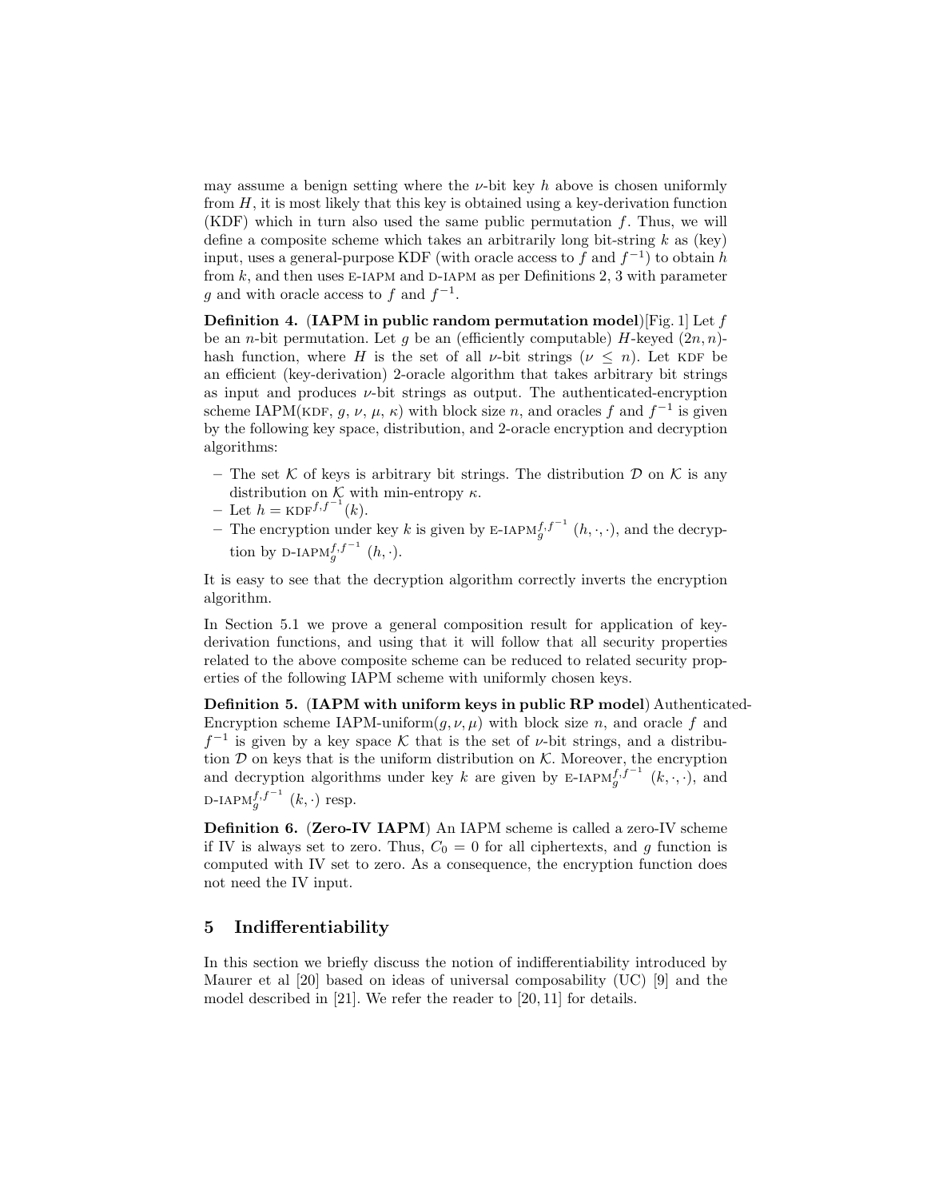may assume a benign setting where the $\nu$-bit key $h$ above is chosen uniformly from $H$, it is most likely that this key is obtained using a key-derivation function (KDF) which in turn also used the same public permutation $f$. Thus, we will define a composite scheme which takes an arbitrarily long bit-string $k$ as (key) input, uses a general-purpose KDF (with oracle access to $f$ and $f^{-1}$) to obtain $h$ from $k$, and then uses E-IAPM and D-IAPM as per Definitions 2, 3 with parameter $g$ and with oracle access to $f$ and $f^{-1}$.

**Definition 4.** (**IAPM in public random permutation model**)[Fig. 1] Let $f$ be an $n$-bit permutation. Let $g$ be an (efficiently computable) $H$-keyed $(2n, n)$-hash function, where $H$ is the set of all $\nu$-bit strings ($\nu \leq n$). Let KDF be an efficient (key-derivation) 2-oracle algorithm that takes arbitrary bit strings as input and produces $\nu$-bit strings as output. The authenticated-encryption scheme IAPM(KDF, $g$, $\nu$, $\mu$, $\kappa$) with block size $n$, and oracles $f$ and $f^{-1}$ is given by the following key space, distribution, and 2-oracle encryption and decryption algorithms:

- The set $\mathcal{K}$ of keys is arbitrary bit strings. The distribution $\mathcal{D}$ on $\mathcal{K}$ is any distribution on $\mathcal{K}$ with min-entropy $\kappa$.
- Let $h = \text{KDF}^{f,f^{-1}}(k)$.
- The encryption under key $k$ is given by $\text{E-IAPM}_g^{f,f^{-1}}(h, \cdot, \cdot)$, and the decryption by $\text{D-IAPM}_g^{f,f^{-1}}(h, \cdot)$.

It is easy to see that the decryption algorithm correctly inverts the encryption algorithm.

In Section 5.1 we prove a general composition result for application of key-derivation functions, and using that it will follow that all security properties related to the above composite scheme can be reduced to related security properties of the following IAPM scheme with uniformly chosen keys.

**Definition 5.** (**IAPM with uniform keys in public RP model**) Authenticated-Encryption scheme IAPM-uniform($g, \nu, \mu$) with block size $n$, and oracle $f$ and $f^{-1}$ is given by a key space $\mathcal{K}$ that is the set of $\nu$-bit strings, and a distribution $\mathcal{D}$ on keys that is the uniform distribution on $\mathcal{K}$. Moreover, the encryption and decryption algorithms under key $k$ are given by $\text{E-IAPM}_g^{f,f^{-1}}(k, \cdot, \cdot)$, and $\text{D-IAPM}_g^{f,f^{-1}}(k, \cdot)$ resp.

**Definition 6.** (**Zero-IV IAPM**) An IAPM scheme is called a zero-IV scheme if IV is always set to zero. Thus, $C_0 = 0$ for all ciphertexts, and $g$ function is computed with IV set to zero. As a consequence, the encryption function does not need the IV input.

## 5 Indifferentiability

In this section we briefly discuss the notion of indifferentiability introduced by Maurer et al [20] based on ideas of universal composability (UC) [9] and the model described in [21]. We refer the reader to [20, 11] for details.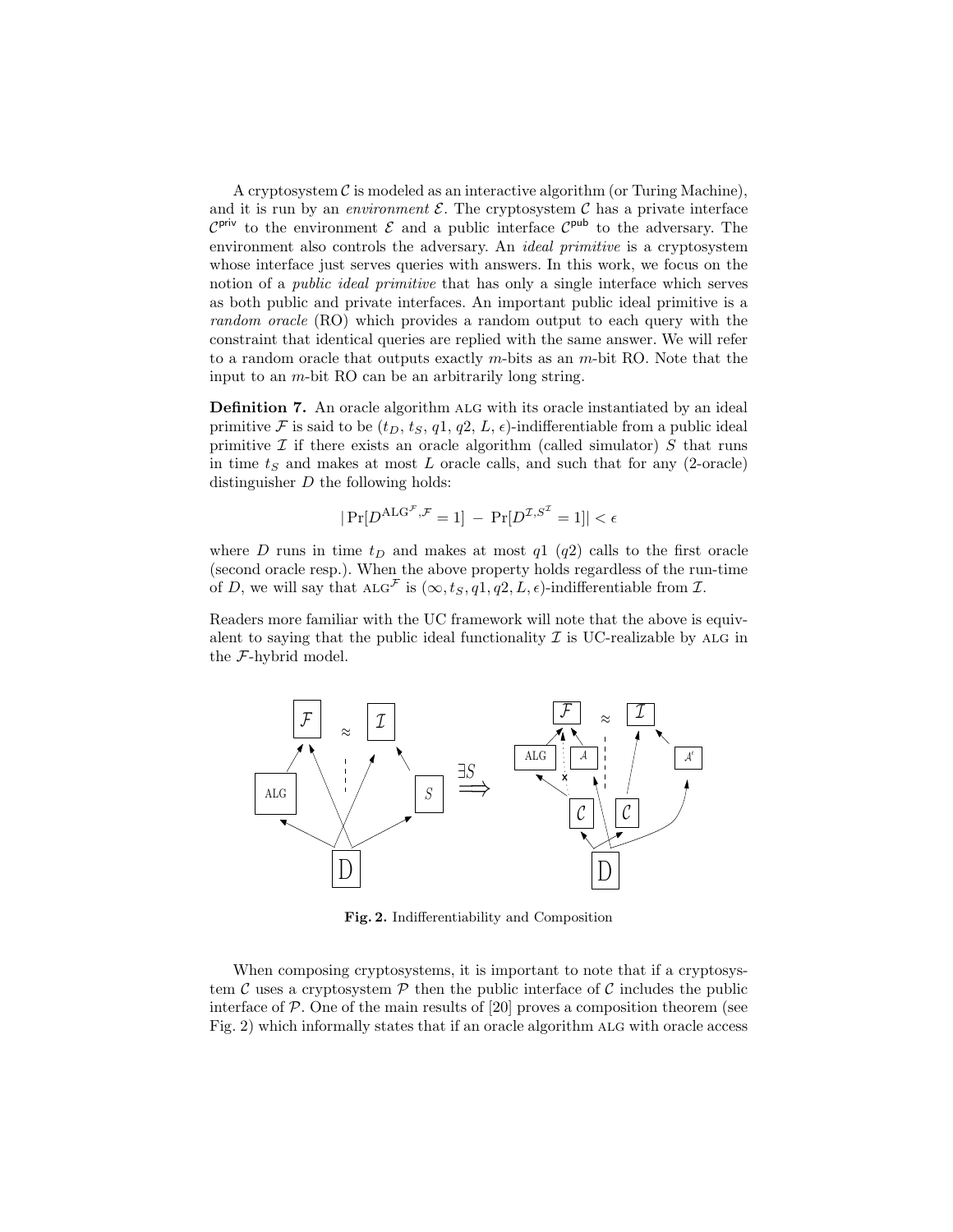A cryptosystem $\mathcal{C}$ is modeled as an interactive algorithm (or Turing Machine), and it is run by an *environment* $\mathcal{E}$. The cryptosystem $\mathcal{C}$ has a private interface $\mathcal{C}^{\mathsf{priv}}$ to the environment $\mathcal{E}$ and a public interface $\mathcal{C}^{\mathsf{pub}}$ to the adversary. The environment also controls the adversary. An *ideal primitive* is a cryptosystem whose interface just serves queries with answers. In this work, we focus on the notion of a *public ideal primitive* that has only a single interface which serves as both public and private interfaces. An important public ideal primitive is a *random oracle* (RO) which provides a random output to each query with the constraint that identical queries are replied with the same answer. We will refer to a random oracle that outputs exactly $m$-bits as an $m$-bit RO. Note that the input to an $m$-bit RO can be an arbitrarily long string.

**Definition 7.** An oracle algorithm ALG with its oracle instantiated by an ideal primitive $\mathcal{F}$ is said to be $(t_D, t_S, q1, q2, L, \epsilon)$-indifferentiable from a public ideal primitive $\mathcal{I}$ if there exists an oracle algorithm (called simulator) $S$ that runs in time $t_S$ and makes at most $L$ oracle calls, and such that for any (2-oracle) distinguisher $D$ the following holds:

$$|\Pr[D^{\text{ALG}^{\mathcal{F}},\mathcal{F}} = 1] - \Pr[D^{\mathcal{I},S^{\mathcal{I}}} = 1]| < \epsilon$$

where $D$ runs in time $t_D$ and makes at most $q1$ ($q2$) calls to the first oracle (second oracle resp.). When the above property holds regardless of the run-time of $D$, we will say that $\text{ALG}^{\mathcal{F}}$ is $(\infty, t_S, q1, q2, L, \epsilon)$-indifferentiable from $\mathcal{I}$.

Readers more familiar with the UC framework will note that the above is equivalent to saying that the public ideal functionality $\mathcal{I}$ is UC-realizable by ALG in the $\mathcal{F}$-hybrid model.

$\mathcal{F}$ $\approx$ $\mathcal{I}$

ALG $S$

D

$\exists S$ $\Longrightarrow$

$\mathcal{F}$ $\approx$ $\mathcal{I}$

ALG $\mathcal{A}$ $\mathcal{A}'$

$\mathcal{C}$ $\mathcal{C}$

D

**Fig. 2.** Indifferentiability and Composition

When composing cryptosystems, it is important to note that if a cryptosystem $\mathcal{C}$ uses a cryptosystem $\mathcal{P}$ then the public interface of $\mathcal{C}$ includes the public interface of $\mathcal{P}$. One of the main results of [20] proves a composition theorem (see Fig. 2) which informally states that if an oracle algorithm ALG with oracle access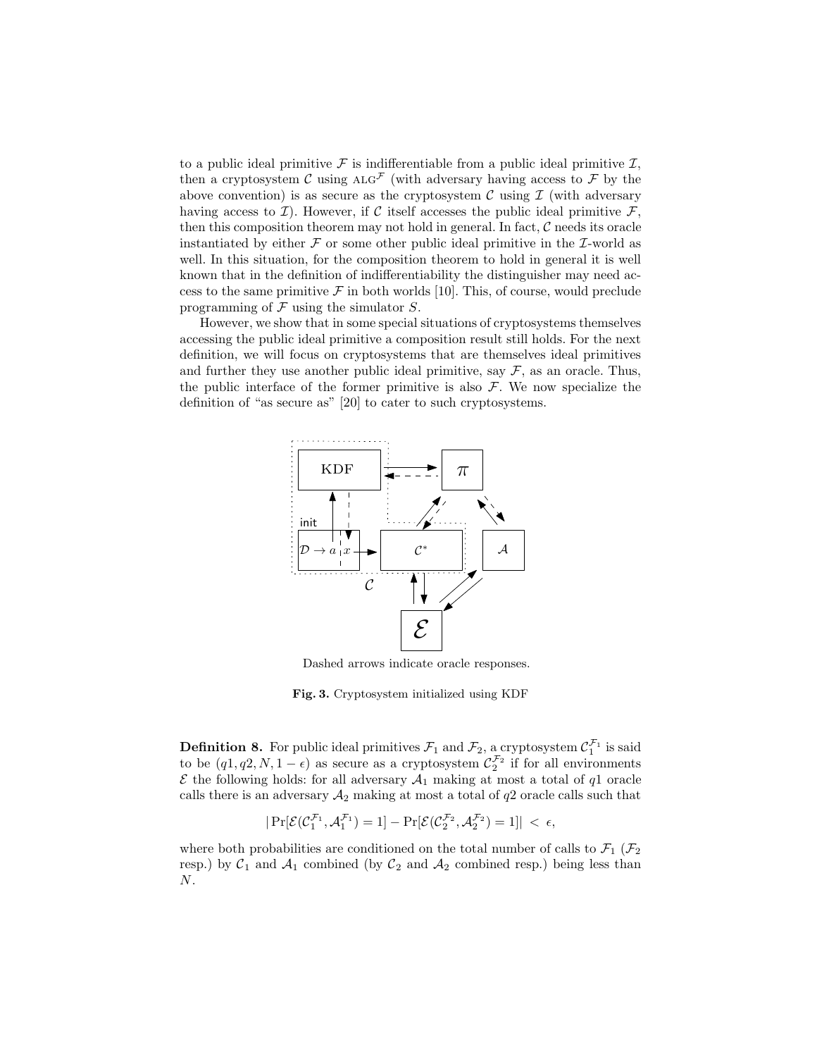to a public ideal primitive $\mathcal{F}$ is indifferentiable from a public ideal primitive $\mathcal{I}$, then a cryptosystem $\mathcal{C}$ using $\text{ALG}^{\mathcal{F}}$ (with adversary having access to $\mathcal{F}$ by the above convention) is as secure as the cryptosystem $\mathcal{C}$ using $\mathcal{I}$ (with adversary having access to $\mathcal{I}$). However, if $\mathcal{C}$ itself accesses the public ideal primitive $\mathcal{F}$, then this composition theorem may not hold in general. In fact, $\mathcal{C}$ needs its oracle instantiated by either $\mathcal{F}$ or some other public ideal primitive in the $\mathcal{I}$-world as well. In this situation, for the composition theorem to hold in general it is well known that in the definition of indifferentiability the distinguisher may need access to the same primitive $\mathcal{F}$ in both worlds [10]. This, of course, would preclude programming of $\mathcal{F}$ using the simulator $S$.

However, we show that in some special situations of cryptosystems themselves accessing the public ideal primitive a composition result still holds. For the next definition, we will focus on cryptosystems that are themselves ideal primitives and further they use another public ideal primitive, say $\mathcal{F}$, as an oracle. Thus, the public interface of the former primitive is also $\mathcal{F}$. We now specialize the definition of "as secure as" [20] to cater to such cryptosystems.

KDF

$\pi$

init

$\mathcal{D} \to a$ $x$

$\mathcal{C}^*$

$\mathcal{A}$

$\mathcal{C}$

$\mathcal{E}$

Dashed arrows indicate oracle responses.

**Fig. 3.** Cryptosystem initialized using KDF

**Definition 8.** For public ideal primitives $\mathcal{F}_1$ and $\mathcal{F}_2$, a cryptosystem $\mathcal{C}_1^{\mathcal{F}_1}$ is said to be $(q1, q2, N, 1-\epsilon)$ as secure as a cryptosystem $\mathcal{C}_2^{\mathcal{F}_2}$ if for all environments $\mathcal{E}$ the following holds: for all adversary $\mathcal{A}_1$ making at most a total of $q1$ oracle calls there is an adversary $\mathcal{A}_2$ making at most a total of $q2$ oracle calls such that

$$|\Pr[\mathcal{E}(\mathcal{C}_1^{\mathcal{F}_1}, \mathcal{A}_1^{\mathcal{F}_1}) = 1] - \Pr[\mathcal{E}(\mathcal{C}_2^{\mathcal{F}_2}, \mathcal{A}_2^{\mathcal{F}_2}) = 1]| < \epsilon,$$

where both probabilities are conditioned on the total number of calls to $\mathcal{F}_1$ ($\mathcal{F}_2$ resp.) by $\mathcal{C}_1$ and $\mathcal{A}_1$ combined (by $\mathcal{C}_2$ and $\mathcal{A}_2$ combined resp.) being less than $N$.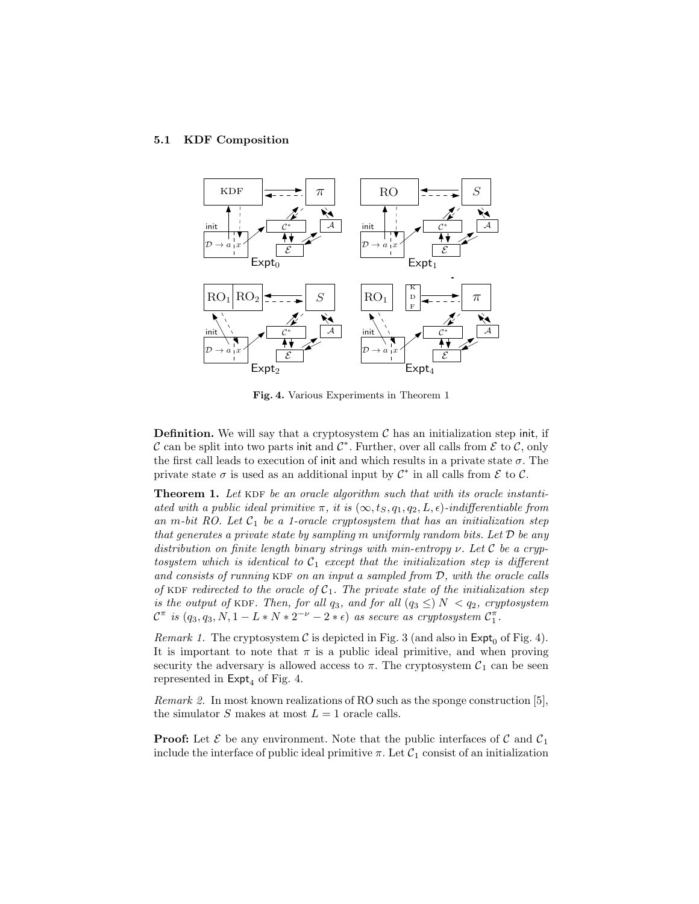### 5.1 KDF Composition

KDF

$\pi$

init

$\mathcal{D} \to a$ $x$

$\mathcal{C}^*$

$\mathcal{A}$

$\mathcal{E}$

$\mathsf{Expt}_0$

RO

$S$

init

$\mathcal{D} \to a$ $x$

$\mathcal{C}^*$

$\mathcal{A}$

$\mathcal{E}$

$\mathsf{Expt}_1$

$\mathrm{RO}_1$ $\mathrm{RO}_2$

$S$

init

$\mathcal{D} \to a$ $x$

$\mathcal{C}^*$

$\mathcal{A}$

$\mathcal{E}$

$\mathsf{Expt}_2$

$\mathrm{RO}_1$

KDF

$\pi$

init

$\mathcal{D} \to a$ $x$

$\mathcal{C}^*$

$\mathcal{A}$

$\mathcal{E}$

$\mathsf{Expt}_4$

**Fig. 4.** Various Experiments in Theorem 1

**Definition.** We will say that a cryptosystem $\mathcal{C}$ has an initialization step init, if $\mathcal{C}$ can be split into two parts init and $\mathcal{C}^*$. Further, over all calls from $\mathcal{E}$ to $\mathcal{C}$, only the first call leads to execution of init and which results in a private state $\sigma$. The private state $\sigma$ is used as an additional input by $\mathcal{C}^*$ in all calls from $\mathcal{E}$ to $\mathcal{C}$.

**Theorem 1.** *Let* KDF *be an oracle algorithm such that with its oracle instantiated with a public ideal primitive $\pi$, it is $(\infty, t_S, q_1, q_2, L, \epsilon)$-indifferentiable from an $m$-bit RO. Let $\mathcal{C}_1$ be a 1-oracle cryptosystem that has an initialization step that generates a private state by sampling $m$ uniformly random bits. Let $\mathcal{D}$ be any distribution on finite length binary strings with min-entropy $\nu$. Let $\mathcal{C}$ be a cryptosystem which is identical to $\mathcal{C}_1$ except that the initialization step is different and consists of running* KDF *on an input $a$ sampled from $\mathcal{D}$, with the oracle calls of* KDF *redirected to the oracle of $\mathcal{C}_1$. The private state of the initialization step is the output of* KDF*. Then, for all $q_3$, and for all $(q_3 \leq) N < q_2$, cryptosystem $\mathcal{C}^\pi$ is $(q_3, q_3, N, 1 - L * N * 2^{-\nu} - 2 * \epsilon)$ as secure as cryptosystem $\mathcal{C}_1^\pi$.*

*Remark 1.* The cryptosystem $\mathcal{C}$ is depicted in Fig. 3 (and also in $\mathsf{Expt}_0$ of Fig. 4). It is important to note that $\pi$ is a public ideal primitive, and when proving security the adversary is allowed access to $\pi$. The cryptosystem $\mathcal{C}_1$ can be seen represented in $\mathsf{Expt}_4$ of Fig. 4.

*Remark 2.* In most known realizations of RO such as the sponge construction [5], the simulator $S$ makes at most $L = 1$ oracle calls.

**Proof:** Let $\mathcal{E}$ be any environment. Note that the public interfaces of $\mathcal{C}$ and $\mathcal{C}_1$ include the interface of public ideal primitive $\pi$. Let $\mathcal{C}_1$ consist of an initialization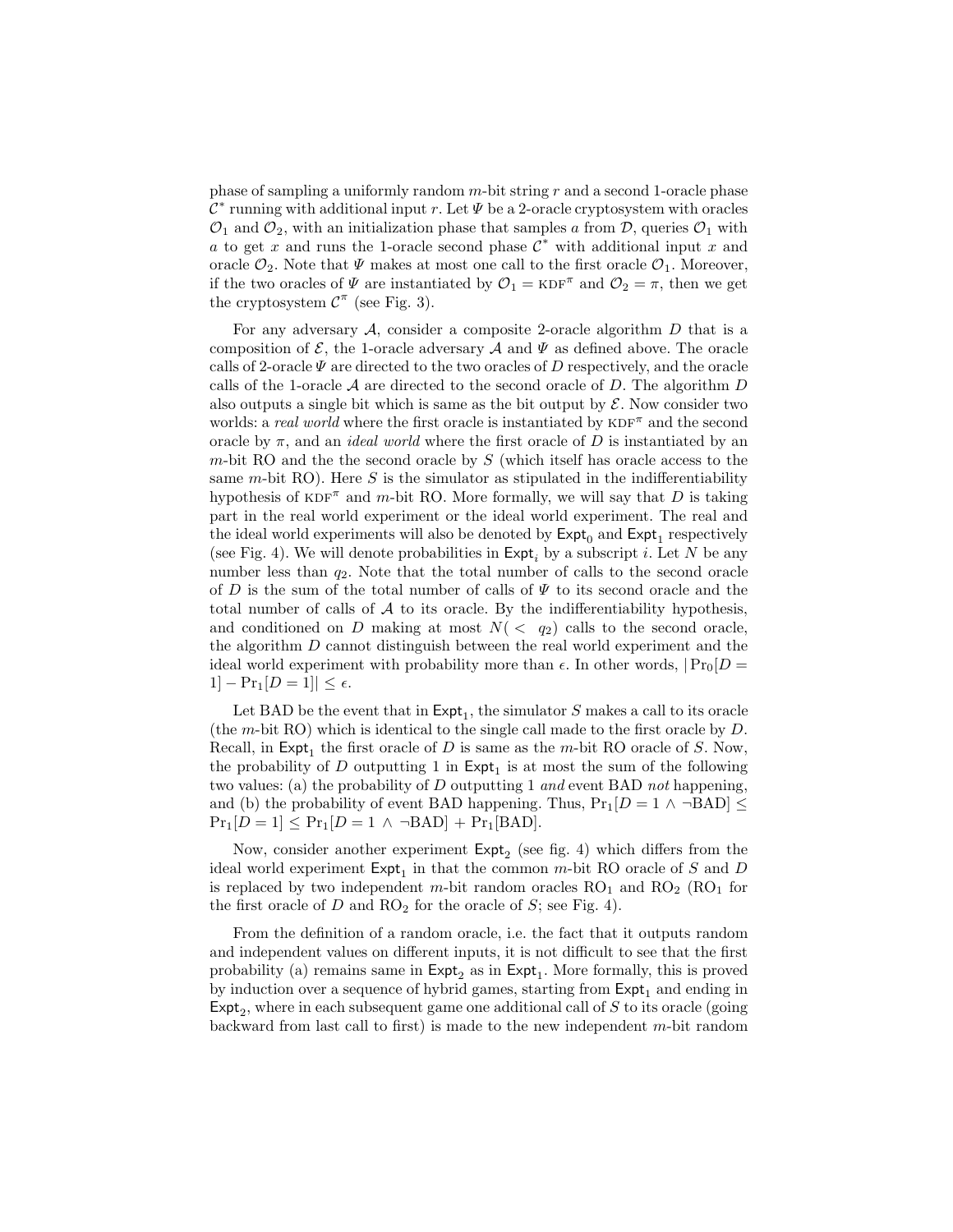phase of sampling a uniformly random $m$-bit string $r$ and a second 1-oracle phase $\mathcal{C}^*$ running with additional input $r$. Let $\Psi$ be a 2-oracle cryptosystem with oracles $\mathcal{O}_1$ and $\mathcal{O}_2$, with an initialization phase that samples $a$ from $\mathcal{D}$, queries $\mathcal{O}_1$ with $a$ to get $x$ and runs the 1-oracle second phase $\mathcal{C}^*$ with additional input $x$ and oracle $\mathcal{O}_2$. Note that $\Psi$ makes at most one call to the first oracle $\mathcal{O}_1$. Moreover, if the two oracles of $\Psi$ are instantiated by $\mathcal{O}_1 = \text{KDF}^\pi$ and $\mathcal{O}_2 = \pi$, then we get the cryptosystem $\mathcal{C}^\pi$ (see Fig. 3).

For any adversary $\mathcal{A}$, consider a composite 2-oracle algorithm $D$ that is a composition of $\mathcal{E}$, the 1-oracle adversary $\mathcal{A}$ and $\Psi$ as defined above. The oracle calls of 2-oracle $\Psi$ are directed to the two oracles of $D$ respectively, and the oracle calls of the 1-oracle $\mathcal{A}$ are directed to the second oracle of $D$. The algorithm $D$ also outputs a single bit which is same as the bit output by $\mathcal{E}$. Now consider two worlds: a *real world* where the first oracle is instantiated by $\text{KDF}^\pi$ and the second oracle by $\pi$, and an *ideal world* where the first oracle of $D$ is instantiated by an $m$-bit RO and the the second oracle by $S$ (which itself has oracle access to the same $m$-bit RO). Here $S$ is the simulator as stipulated in the indifferentiability hypothesis of $\text{KDF}^\pi$ and $m$-bit RO. More formally, we will say that $D$ is taking part in the real world experiment or the ideal world experiment. The real and the ideal world experiments will also be denoted by $\mathsf{Expt}_0$ and $\mathsf{Expt}_1$ respectively (see Fig. 4). We will denote probabilities in $\mathsf{Expt}_i$ by a subscript $i$. Let $N$ be any number less than $q_2$. Note that the total number of calls to the second oracle of $D$ is the sum of the total number of calls of $\Psi$ to its second oracle and the total number of calls of $\mathcal{A}$ to its oracle. By the indifferentiability hypothesis, and conditioned on $D$ making at most $N (< q_2)$ calls to the second oracle, the algorithm $D$ cannot distinguish between the real world experiment and the ideal world experiment with probability more than $\epsilon$. In other words, $|\Pr_0[D = 1] - \Pr_1[D = 1]| \leq \epsilon$.

Let BAD be the event that in $\mathsf{Expt}_1$, the simulator $S$ makes a call to its oracle (the $m$-bit RO) which is identical to the single call made to the first oracle by $D$. Recall, in $\mathsf{Expt}_1$ the first oracle of $D$ is same as the $m$-bit RO oracle of $S$. Now, the probability of $D$ outputting 1 in $\mathsf{Expt}_1$ is at most the sum of the following two values: (a) the probability of $D$ outputting 1 *and* event BAD *not* happening, and (b) the probability of event BAD happening. Thus, $\Pr_1[D = 1 \wedge \neg\text{BAD}] \leq \Pr_1[D = 1] \leq \Pr_1[D = 1 \wedge \neg\text{BAD}] + \Pr_1[\text{BAD}]$.

Now, consider another experiment $\mathsf{Expt}_2$ (see fig. 4) which differs from the ideal world experiment $\mathsf{Expt}_1$ in that the common $m$-bit RO oracle of $S$ and $D$ is replaced by two independent $m$-bit random oracles $\text{RO}_1$ and $\text{RO}_2$ ($\text{RO}_1$ for the first oracle of $D$ and $\text{RO}_2$ for the oracle of $S$; see Fig. 4).

From the definition of a random oracle, i.e. the fact that it outputs random and independent values on different inputs, it is not difficult to see that the first probability (a) remains same in $\mathsf{Expt}_2$ as in $\mathsf{Expt}_1$. More formally, this is proved by induction over a sequence of hybrid games, starting from $\mathsf{Expt}_1$ and ending in $\mathsf{Expt}_2$, where in each subsequent game one additional call of $S$ to its oracle (going backward from last call to first) is made to the new independent $m$-bit random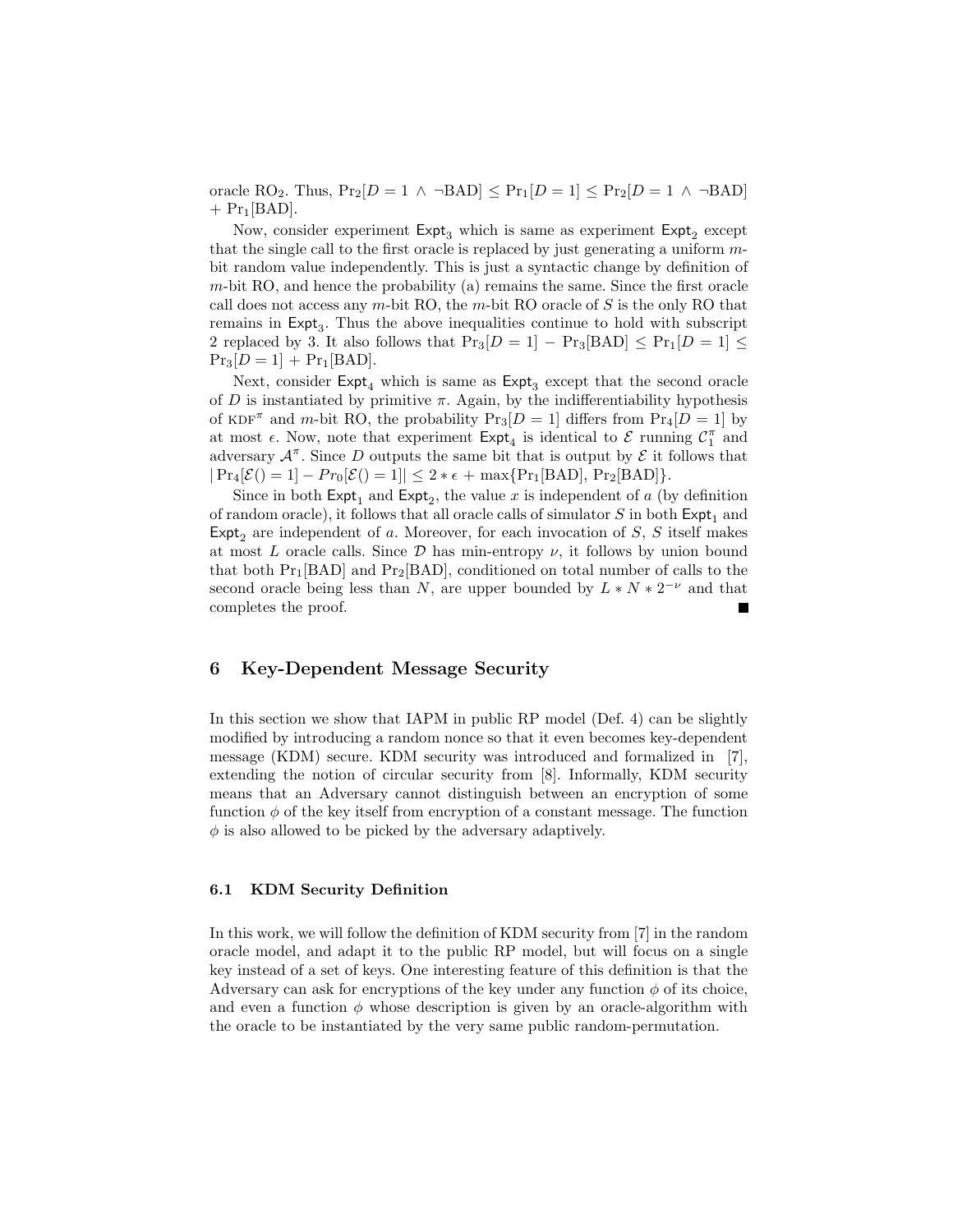oracle $\mathrm{RO}_2$. Thus, $\Pr_2[D = 1 \wedge \neg\mathrm{BAD}] \leq \Pr_1[D = 1] \leq \Pr_2[D = 1 \wedge \neg\mathrm{BAD}] + \Pr_1[\mathrm{BAD}]$.

Now, consider experiment $\mathsf{Expt}_3$ which is same as experiment $\mathsf{Expt}_2$ except that the single call to the first oracle is replaced by just generating a uniform $m$-bit random value independently. This is just a syntactic change by definition of $m$-bit RO, and hence the probability (a) remains the same. Since the first oracle call does not access any $m$-bit RO, the $m$-bit RO oracle of $S$ is the only RO that remains in $\mathsf{Expt}_3$. Thus the above inequalities continue to hold with subscript 2 replaced by 3. It also follows that $\Pr_3[D = 1] - \Pr_3[\mathrm{BAD}] \leq \Pr_1[D = 1] \leq \Pr_3[D = 1] + \Pr_1[\mathrm{BAD}]$.

Next, consider $\mathsf{Expt}_4$ which is same as $\mathsf{Expt}_3$ except that the second oracle of $D$ is instantiated by primitive $\pi$. Again, by the indifferentiability hypothesis of $\mathrm{KDF}^\pi$ and $m$-bit RO, the probability $\Pr_3[D = 1]$ differs from $\Pr_4[D = 1]$ by at most $\epsilon$. Now, note that experiment $\mathsf{Expt}_4$ is identical to $\mathcal{E}$ running $\mathcal{C}_1^\pi$ and adversary $\mathcal{A}^\pi$. Since $D$ outputs the same bit that is output by $\mathcal{E}$ it follows that $|\Pr_4[\mathcal{E}() = 1] - Pr_0[\mathcal{E}() = 1]| \leq 2 * \epsilon + \max\{\Pr_1[\mathrm{BAD}], \Pr_2[\mathrm{BAD}]\}$.

Since in both $\mathsf{Expt}_1$ and $\mathsf{Expt}_2$, the value $x$ is independent of $a$ (by definition of random oracle), it follows that all oracle calls of simulator $S$ in both $\mathsf{Expt}_1$ and $\mathsf{Expt}_2$ are independent of $a$. Moreover, for each invocation of $S$, $S$ itself makes at most $L$ oracle calls. Since $\mathcal{D}$ has min-entropy $\nu$, it follows by union bound that both $\Pr_1[\mathrm{BAD}]$ and $\Pr_2[\mathrm{BAD}]$, conditioned on total number of calls to the second oracle being less than $N$, are upper bounded by $L * N * 2^{-\nu}$ and that completes the proof. ∎

## 6 Key-Dependent Message Security

In this section we show that IAPM in public RP model (Def. 4) can be slightly modified by introducing a random nonce so that it even becomes key-dependent message (KDM) secure. KDM security was introduced and formalized in [7], extending the notion of circular security from [8]. Informally, KDM security means that an Adversary cannot distinguish between an encryption of some function $\phi$ of the key itself from encryption of a constant message. The function $\phi$ is also allowed to be picked by the adversary adaptively.

### 6.1 KDM Security Definition

In this work, we will follow the definition of KDM security from [7] in the random oracle model, and adapt it to the public RP model, but will focus on a single key instead of a set of keys. One interesting feature of this definition is that the Adversary can ask for encryptions of the key under any function $\phi$ of its choice, and even a function $\phi$ whose description is given by an oracle-algorithm with the oracle to be instantiated by the very same public random-permutation.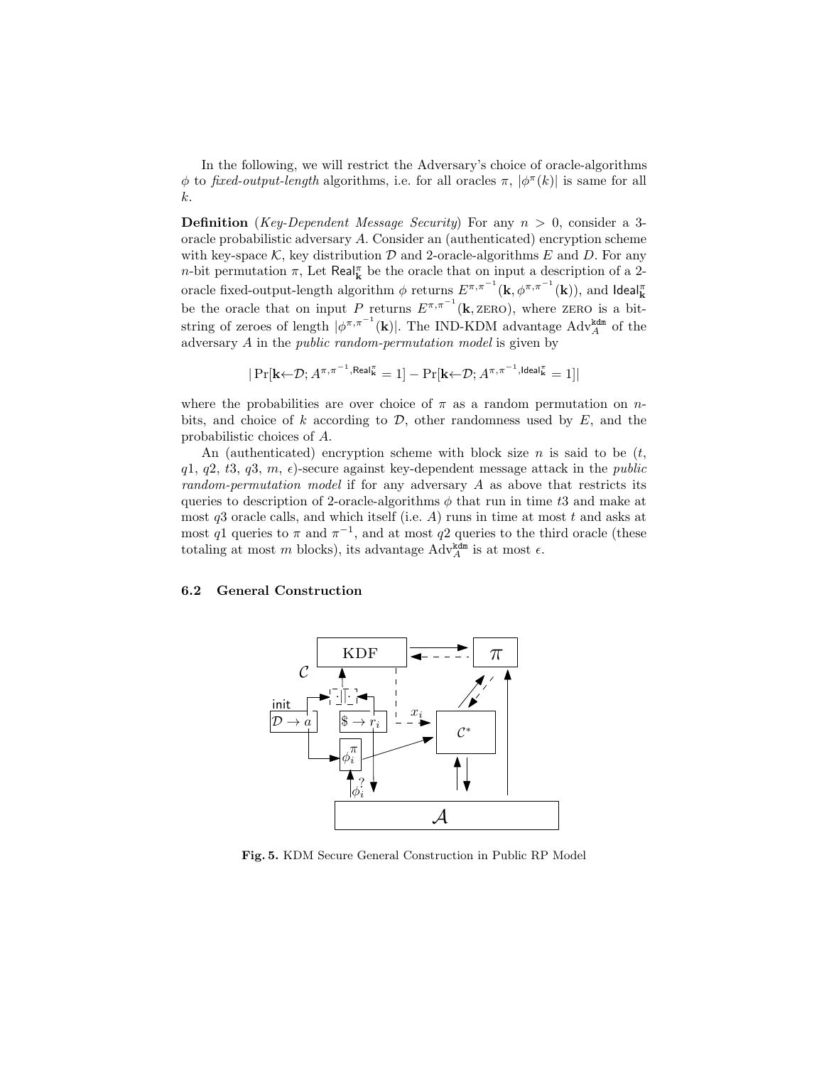In the following, we will restrict the Adversary's choice of oracle-algorithms $\phi$ to *fixed-output-length* algorithms, i.e. for all oracles $\pi$, $|\phi^{\pi}(k)|$ is same for all $k$.

**Definition** (*Key-Dependent Message Security*) For any $n > 0$, consider a 3-oracle probabilistic adversary $A$. Consider an (authenticated) encryption scheme with key-space $\mathcal{K}$, key distribution $\mathcal{D}$ and 2-oracle-algorithms $E$ and $D$. For any $n$-bit permutation $\pi$, Let $\mathsf{Real}^{\pi}_{\mathbf{k}}$ be the oracle that on input a description of a 2-oracle fixed-output-length algorithm $\phi$ returns $E^{\pi,\pi^{-1}}(\mathbf{k}, \phi^{\pi,\pi^{-1}}(\mathbf{k}))$, and $\mathsf{Ideal}^{\pi}_{\mathbf{k}}$ be the oracle that on input $P$ returns $E^{\pi,\pi^{-1}}(\mathbf{k}, \text{ZERO})$, where ZERO is a bit-string of zeroes of length $|\phi^{\pi,\pi^{-1}}(\mathbf{k})|$. The IND-KDM advantage $\mathrm{Adv}^{\mathtt{kdm}}_{A}$ of the adversary $A$ in the *public random-permutation model* is given by

$$|\Pr[\mathbf{k} \leftarrow \mathcal{D}; A^{\pi,\pi^{-1},\mathsf{Real}^{\pi}_{\mathbf{k}}} = 1] - \Pr[\mathbf{k} \leftarrow \mathcal{D}; A^{\pi,\pi^{-1},\mathsf{Ideal}^{\pi}_{\mathbf{k}}} = 1]|$$

where the probabilities are over choice of $\pi$ as a random permutation on $n$-bits, and choice of $k$ according to $\mathcal{D}$, other randomness used by $E$, and the probabilistic choices of $A$.

An (authenticated) encryption scheme with block size $n$ is said to be ($t$, $q1$, $q2$, $t3$, $q3$, $m$, $\epsilon$)-secure against key-dependent message attack in the *public random-permutation model* if for any adversary $A$ as above that restricts its queries to description of 2-oracle-algorithms $\phi$ that run in time $t3$ and make at most $q3$ oracle calls, and which itself (i.e. $A$) runs in time at most $t$ and asks at most $q1$ queries to $\pi$ and $\pi^{-1}$, and at most $q2$ queries to the third oracle (these totaling at most $m$ blocks), its advantage $\mathrm{Adv}^{\mathtt{kdm}}_{A}$ is at most $\epsilon$.

### 6.2 General Construction

KDF

$\pi$

$\mathcal{C}$

init

$\mathcal{D} \rightarrow a$

$\$ \rightarrow r_i$

$x_i$

$\mathcal{C}^*$

$\phi_i^{\pi}$

$\phi_i^{?}$

$\mathcal{A}$

**Fig. 5.** KDM Secure General Construction in Public RP Model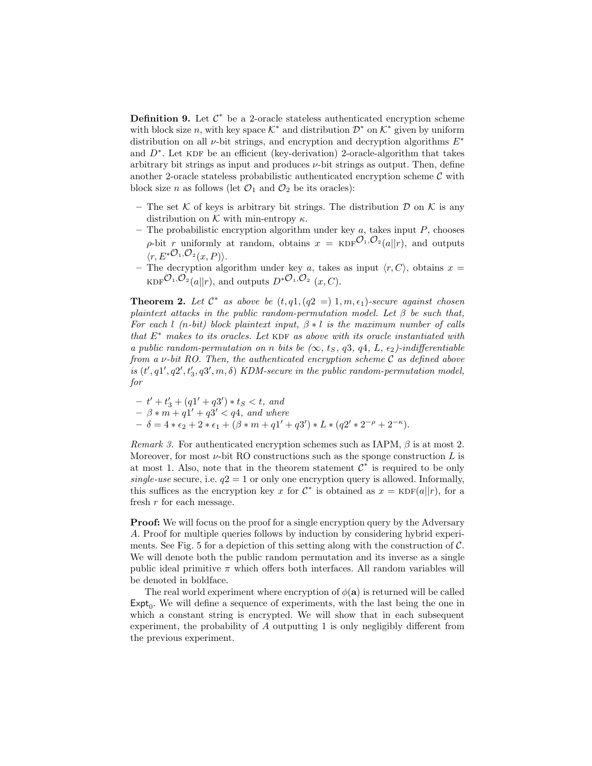**Definition 9.** Let $\mathcal{C}^*$ be a 2-oracle stateless authenticated encryption scheme with block size $n$, with key space $\mathcal{K}^*$ and distribution $\mathcal{D}^*$ on $\mathcal{K}^*$ given by uniform distribution on all $\nu$-bit strings, and encryption and decryption algorithms $E^*$ and $D^*$. Let KDF be an efficient (key-derivation) 2-oracle-algorithm that takes arbitrary bit strings as input and produces $\nu$-bit strings as output. Then, define another 2-oracle stateless probabilistic authenticated encryption scheme $\mathcal{C}$ with block size $n$ as follows (let $\mathcal{O}_1$ and $\mathcal{O}_2$ be its oracles):

- The set $\mathcal{K}$ of keys is arbitrary bit strings. The distribution $\mathcal{D}$ on $\mathcal{K}$ is any distribution on $\mathcal{K}$ with min-entropy $\kappa$.
- The probabilistic encryption algorithm under key $a$, takes input $P$, chooses $\rho$-bit $r$ uniformly at random, obtains $x = \text{KDF}^{\mathcal{O}_1,\mathcal{O}_2}(a||r)$, and outputs $\langle r, E^{*\mathcal{O}_1,\mathcal{O}_2}(x, P)\rangle$.
- The decryption algorithm under key $a$, takes as input $\langle r, C\rangle$, obtains $x = \text{KDF}^{\mathcal{O}_1,\mathcal{O}_2}(a||r)$, and outputs $D^{*\mathcal{O}_1,\mathcal{O}_2}\ (x, C)$.

**Theorem 2.** *Let $\mathcal{C}^*$ as above be $(t, q1, (q2 =)\ 1, m, \epsilon_1)$-secure against chosen plaintext attacks in the public random-permutation model. Let $\beta$ be such that, For each $l$ ($n$-bit) block plaintext input, $\beta * l$ is the maximum number of calls that $E^*$ makes to its oracles. Let KDF as above with its oracle instantiated with a public random-permutation on $n$ bits be $(\infty, t_S, q3, q4, L, \epsilon_2)$-indifferentiable from a $\nu$-bit RO. Then, the authenticated encryption scheme $\mathcal{C}$ as defined above is $(t', q1', q2', t_3', q3', m, \delta)$ KDM-secure in the public random-permutation model, for*

- $t' + t_3' + (q1' + q3') * t_S < t$, *and*
- $\beta * m + q1' + q3' < q4$, *and where*
- $\delta = 4 * \epsilon_2 + 2 * \epsilon_1 + (\beta * m + q1' + q3') * L * (q2' * 2^{-\rho} + 2^{-\kappa})$.

*Remark 3.* For authenticated encryption schemes such as IAPM, $\beta$ is at most 2. Moreover, for most $\nu$-bit RO constructions such as the sponge construction $L$ is at most 1. Also, note that in the theorem statement $\mathcal{C}^*$ is required to be only *single-use* secure, i.e. $q2 = 1$ or only one encryption query is allowed. Informally, this suffices as the encryption key $x$ for $\mathcal{C}^*$ is obtained as $x = \text{KDF}(a||r)$, for a fresh $r$ for each message.

**Proof:** We will focus on the proof for a single encryption query by the Adversary $A$. Proof for multiple queries follows by induction by considering hybrid experiments. See Fig. 5 for a depiction of this setting along with the construction of $\mathcal{C}$. We will denote both the public random permutation and its inverse as a single public ideal primitive $\pi$ which offers both interfaces. All random variables will be denoted in boldface.

The real world experiment where encryption of $\phi(\mathbf{a})$ is returned will be called $\mathsf{Expt}_0$. We will define a sequence of experiments, with the last being the one in which a constant string is encrypted. We will show that in each subsequent experiment, the probability of $A$ outputting 1 is only negligibly different from the previous experiment.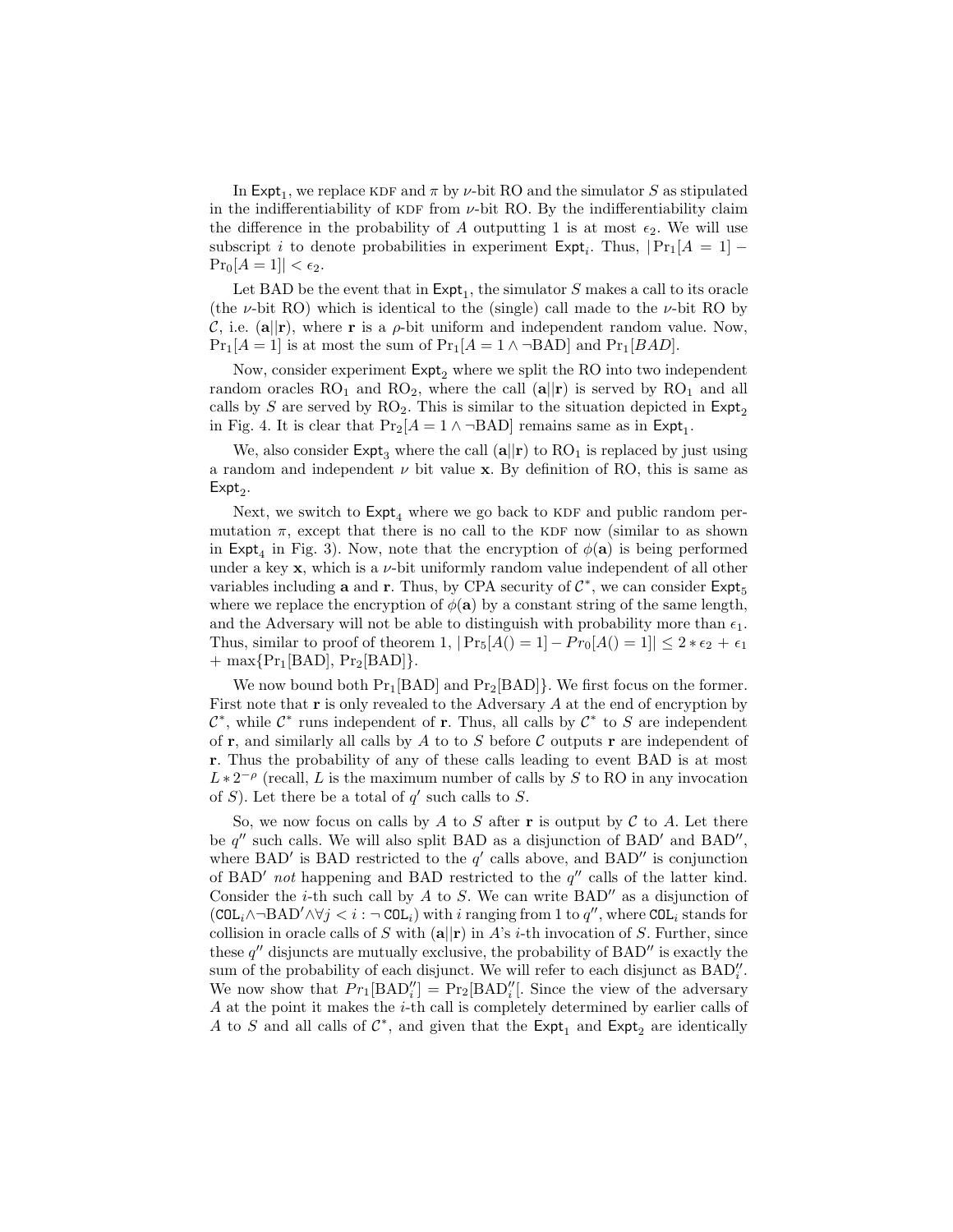In $\mathsf{Expt}_1$, we replace KDF and $\pi$ by $\nu$-bit RO and the simulator $S$ as stipulated in the indifferentiability of KDF from $\nu$-bit RO. By the indifferentiability claim the difference in the probability of $A$ outputting 1 is at most $\epsilon_2$. We will use subscript $i$ to denote probabilities in experiment $\mathsf{Expt}_i$. Thus, $|\Pr_1[A = 1] - \Pr_0[A = 1]| < \epsilon_2$.

Let BAD be the event that in $\mathsf{Expt}_1$, the simulator $S$ makes a call to its oracle (the $\nu$-bit RO) which is identical to the (single) call made to the $\nu$-bit RO by $\mathcal{C}$, i.e. $(\mathbf{a}||\mathbf{r})$, where $\mathbf{r}$ is a $\rho$-bit uniform and independent random value. Now, $\Pr_1[A = 1]$ is at most the sum of $\Pr_1[A = 1 \wedge \neg\mathrm{BAD}]$ and $\Pr_1[BAD]$.

Now, consider experiment $\mathsf{Expt}_2$ where we split the RO into two independent random oracles $\mathrm{RO}_1$ and $\mathrm{RO}_2$, where the call $(\mathbf{a}||\mathbf{r})$ is served by $\mathrm{RO}_1$ and all calls by $S$ are served by $\mathrm{RO}_2$. This is similar to the situation depicted in $\mathsf{Expt}_2$ in Fig. 4. It is clear that $\Pr_2[A = 1 \wedge \neg\mathrm{BAD}]$ remains same as in $\mathsf{Expt}_1$.

We, also consider $\mathsf{Expt}_3$ where the call $(\mathbf{a}||\mathbf{r})$ to $\mathrm{RO}_1$ is replaced by just using a random and independent $\nu$ bit value $\mathbf{x}$. By definition of RO, this is same as $\mathsf{Expt}_2$.

Next, we switch to $\mathsf{Expt}_4$ where we go back to KDF and public random permutation $\pi$, except that there is no call to the KDF now (similar to as shown in $\mathsf{Expt}_4$ in Fig. 3). Now, note that the encryption of $\phi(\mathbf{a})$ is being performed under a key $\mathbf{x}$, which is a $\nu$-bit uniformly random value independent of all other variables including $\mathbf{a}$ and $\mathbf{r}$. Thus, by CPA security of $\mathcal{C}^*$, we can consider $\mathsf{Expt}_5$ where we replace the encryption of $\phi(\mathbf{a})$ by a constant string of the same length, and the Adversary will not be able to distinguish with probability more than $\epsilon_1$. Thus, similar to proof of theorem 1, $|\Pr_5[A() = 1] - Pr_0[A() = 1]| \leq 2 * \epsilon_2 + \epsilon_1$ $+ \max\{\Pr_1[\mathrm{BAD}], \Pr_2[\mathrm{BAD}]\}$.

We now bound both $\Pr_1[\mathrm{BAD}]$ and $\Pr_2[\mathrm{BAD}]\}$. We first focus on the former. First note that $\mathbf{r}$ is only revealed to the Adversary $A$ at the end of encryption by $\mathcal{C}^*$, while $\mathcal{C}^*$ runs independent of $\mathbf{r}$. Thus, all calls by $\mathcal{C}^*$ to $S$ are independent of $\mathbf{r}$, and similarly all calls by $A$ to to $S$ before $\mathcal{C}$ outputs $\mathbf{r}$ are independent of $\mathbf{r}$. Thus the probability of any of these calls leading to event BAD is at most $L * 2^{-\rho}$ (recall, $L$ is the maximum number of calls by $S$ to RO in any invocation of $S$). Let there be a total of $q'$ such calls to $S$.

So, we now focus on calls by $A$ to $S$ after $\mathbf{r}$ is output by $\mathcal{C}$ to $A$. Let there be $q''$ such calls. We will also split BAD as a disjunction of $\mathrm{BAD}'$ and $\mathrm{BAD}''$, where $\mathrm{BAD}'$ is BAD restricted to the $q'$ calls above, and $\mathrm{BAD}''$ is conjunction of $\mathrm{BAD}'$ *not* happening and BAD restricted to the $q''$ calls of the latter kind. Consider the $i$-th such call by $A$ to $S$. We can write $\mathrm{BAD}''$ as a disjunction of $(\mathtt{COL}_i \wedge \neg\mathrm{BAD}' \wedge \forall j < i : \neg\, \mathtt{COL}_i)$ with $i$ ranging from 1 to $q''$, where $\mathtt{COL}_i$ stands for collision in oracle calls of $S$ with $(\mathbf{a}||\mathbf{r})$ in $A$'s $i$-th invocation of $S$. Further, since these $q''$ disjuncts are mutually exclusive, the probability of $\mathrm{BAD}''$ is exactly the sum of the probability of each disjunct. We will refer to each disjunct as $\mathrm{BAD}''_i$. We now show that $Pr_1[\mathrm{BAD}''_i] = \Pr_2[\mathrm{BAD}''_i[$. Since the view of the adversary $A$ at the point it makes the $i$-th call is completely determined by earlier calls of $A$ to $S$ and all calls of $\mathcal{C}^*$, and given that the $\mathsf{Expt}_1$ and $\mathsf{Expt}_2$ are identically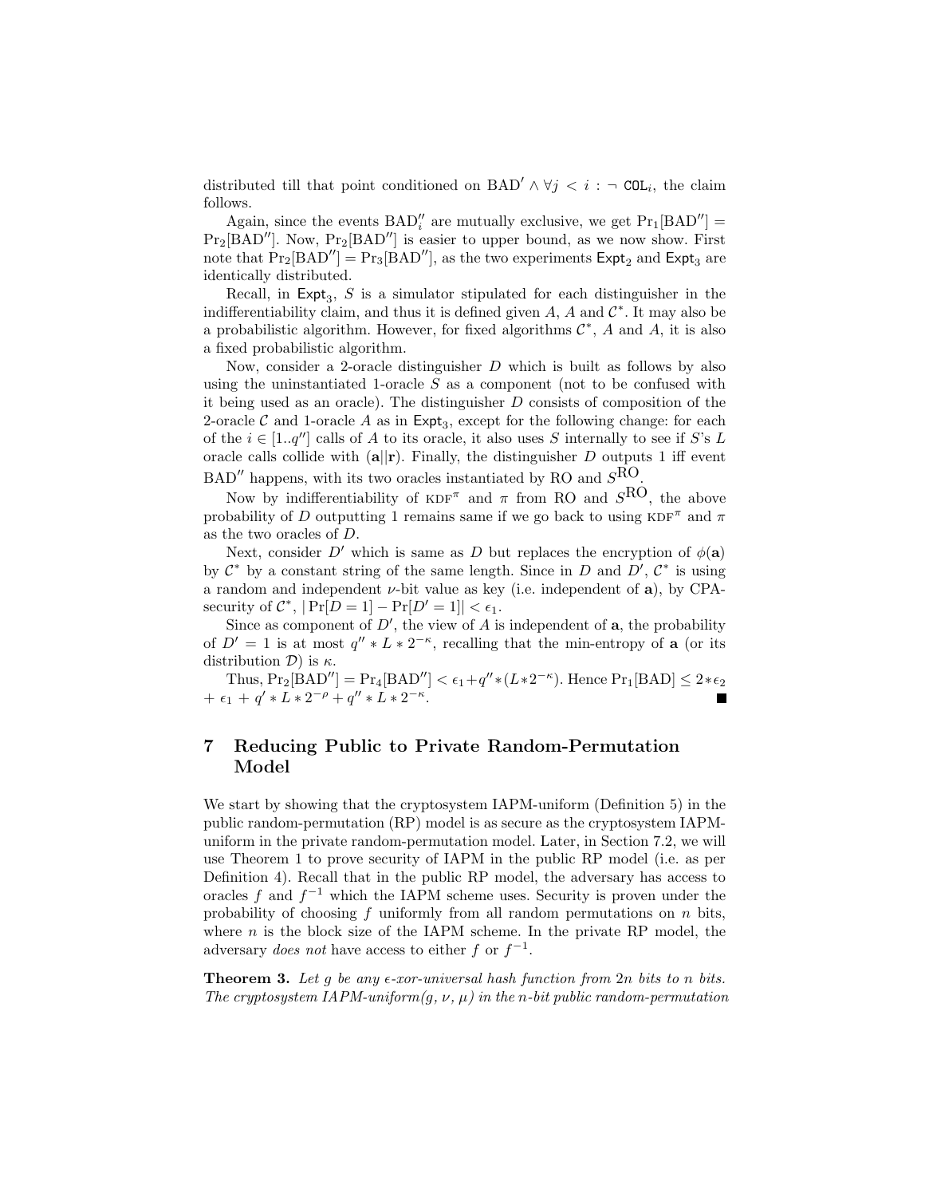distributed till that point conditioned on $\text{BAD}' \wedge \forall j < i : \neg\, \texttt{COL}_i$, the claim follows.

Again, since the events $\text{BAD}''_i$ are mutually exclusive, we get $\Pr_1[\text{BAD}''] = \Pr_2[\text{BAD}'']$. Now, $\Pr_2[\text{BAD}'']$ is easier to upper bound, as we now show. First note that $\Pr_2[\text{BAD}''] = \Pr_3[\text{BAD}'']$, as the two experiments $\mathsf{Expt}_2$ and $\mathsf{Expt}_3$ are identically distributed.

Recall, in $\mathsf{Expt}_3$, $S$ is a simulator stipulated for each distinguisher in the indifferentiability claim, and thus it is defined given $A$, $A$ and $\mathcal{C}^*$. It may also be a probabilistic algorithm. However, for fixed algorithms $\mathcal{C}^*$, $A$ and $A$, it is also a fixed probabilistic algorithm.

Now, consider a 2-oracle distinguisher $D$ which is built as follows by also using the uninstantiated 1-oracle $S$ as a component (not to be confused with it being used as an oracle). The distinguisher $D$ consists of composition of the 2-oracle $\mathcal{C}$ and 1-oracle $A$ as in $\mathsf{Expt}_3$, except for the following change: for each of the $i \in [1..q'']$ calls of $A$ to its oracle, it also uses $S$ internally to see if $S$'s $L$ oracle calls collide with $(\mathbf{a}||\mathbf{r})$. Finally, the distinguisher $D$ outputs 1 iff event $\text{BAD}''$ happens, with its two oracles instantiated by RO and $S^{\text{RO}}$.

Now by indifferentiability of $\text{KDF}^{\pi}$ and $\pi$ from RO and $S^{\text{RO}}$, the above probability of $D$ outputting 1 remains same if we go back to using $\text{KDF}^{\pi}$ and $\pi$ as the two oracles of $D$.

Next, consider $D'$ which is same as $D$ but replaces the encryption of $\phi(\mathbf{a})$ by $\mathcal{C}^*$ by a constant string of the same length. Since in $D$ and $D'$, $\mathcal{C}^*$ is using a random and independent $\nu$-bit value as key (i.e. independent of $\mathbf{a}$), by CPA-security of $\mathcal{C}^*$, $|\Pr[D = 1] - \Pr[D' = 1]| < \epsilon_1$.

Since as component of $D'$, the view of $A$ is independent of $\mathbf{a}$, the probability of $D' = 1$ is at most $q'' * L * 2^{-\kappa}$, recalling that the min-entropy of $\mathbf{a}$ (or its distribution $\mathcal{D}$) is $\kappa$.

Thus, $\Pr_2[\text{BAD}''] = \Pr_4[\text{BAD}''] < \epsilon_1 + q'' * (L * 2^{-\kappa})$. Hence $\Pr_1[\text{BAD}] \leq 2 * \epsilon_2 + \epsilon_1 + q' * L * 2^{-\rho} + q'' * L * 2^{-\kappa}$. ∎

## 7 Reducing Public to Private Random-Permutation Model

We start by showing that the cryptosystem IAPM-uniform (Definition 5) in the public random-permutation (RP) model is as secure as the cryptosystem IAPM-uniform in the private random-permutation model. Later, in Section 7.2, we will use Theorem 1 to prove security of IAPM in the public RP model (i.e. as per Definition 4). Recall that in the public RP model, the adversary has access to oracles $f$ and $f^{-1}$ which the IAPM scheme uses. Security is proven under the probability of choosing $f$ uniformly from all random permutations on $n$ bits, where $n$ is the block size of the IAPM scheme. In the private RP model, the adversary *does not* have access to either $f$ or $f^{-1}$.

**Theorem 3.** *Let $g$ be any $\epsilon$-xor-universal hash function from $2n$ bits to $n$ bits. The cryptosystem IAPM-uniform($g$, $\nu$, $\mu$) in the $n$-bit public random-permutation*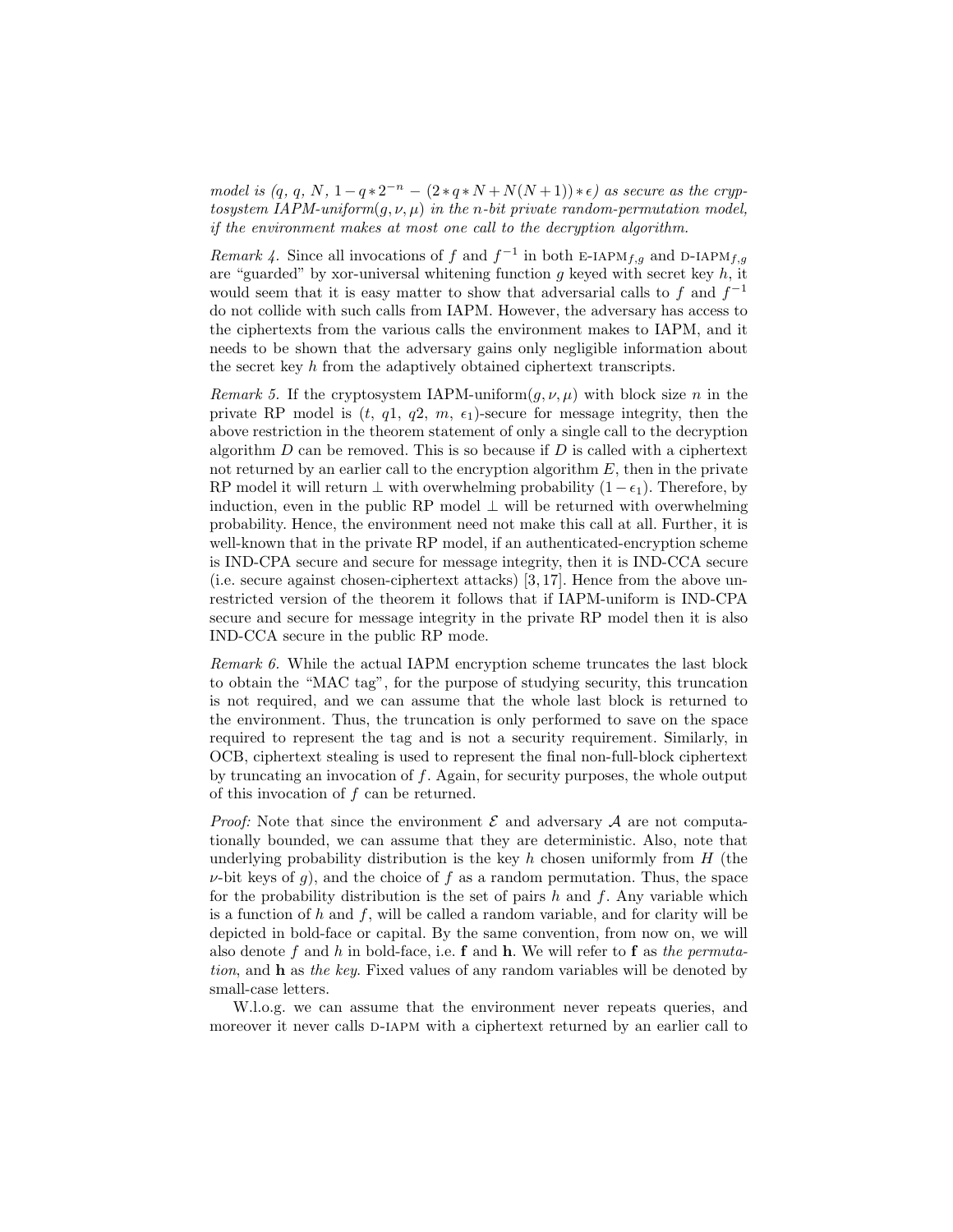*model is (q, q, N, $1 - q * 2^{-n} - (2 * q * N + N(N+1)) * \epsilon$) as secure as the cryptosystem IAPM-uniform($g, \nu, \mu$) in the n-bit private random-permutation model, if the environment makes at most one call to the decryption algorithm.*

*Remark 4.* Since all invocations of $f$ and $f^{-1}$ in both E-IAPM$_{f,g}$ and D-IAPM$_{f,g}$ are "guarded" by xor-universal whitening function $g$ keyed with secret key $h$, it would seem that it is easy matter to show that adversarial calls to $f$ and $f^{-1}$ do not collide with such calls from IAPM. However, the adversary has access to the ciphertexts from the various calls the environment makes to IAPM, and it needs to be shown that the adversary gains only negligible information about the secret key $h$ from the adaptively obtained ciphertext transcripts.

*Remark 5.* If the cryptosystem IAPM-uniform($g, \nu, \mu$) with block size $n$ in the private RP model is ($t$, $q1$, $q2$, $m$, $\epsilon_1$)-secure for message integrity, then the above restriction in the theorem statement of only a single call to the decryption algorithm $D$ can be removed. This is so because if $D$ is called with a ciphertext not returned by an earlier call to the encryption algorithm $E$, then in the private RP model it will return $\perp$ with overwhelming probability $(1 - \epsilon_1)$. Therefore, by induction, even in the public RP model $\perp$ will be returned with overwhelming probability. Hence, the environment need not make this call at all. Further, it is well-known that in the private RP model, if an authenticated-encryption scheme is IND-CPA secure and secure for message integrity, then it is IND-CCA secure (i.e. secure against chosen-ciphertext attacks) [3, 17]. Hence from the above unrestricted version of the theorem it follows that if IAPM-uniform is IND-CPA secure and secure for message integrity in the private RP model then it is also IND-CCA secure in the public RP mode.

*Remark 6.* While the actual IAPM encryption scheme truncates the last block to obtain the "MAC tag", for the purpose of studying security, this truncation is not required, and we can assume that the whole last block is returned to the environment. Thus, the truncation is only performed to save on the space required to represent the tag and is not a security requirement. Similarly, in OCB, ciphertext stealing is used to represent the final non-full-block ciphertext by truncating an invocation of $f$. Again, for security purposes, the whole output of this invocation of $f$ can be returned.

*Proof:* Note that since the environment $\mathcal{E}$ and adversary $\mathcal{A}$ are not computationally bounded, we can assume that they are deterministic. Also, note that underlying probability distribution is the key $h$ chosen uniformly from $H$ (the $\nu$-bit keys of $g$), and the choice of $f$ as a random permutation. Thus, the space for the probability distribution is the set of pairs $h$ and $f$. Any variable which is a function of $h$ and $f$, will be called a random variable, and for clarity will be depicted in bold-face or capital. By the same convention, from now on, we will also denote $f$ and $h$ in bold-face, i.e. $\mathbf{f}$ and $\mathbf{h}$. We will refer to $\mathbf{f}$ as *the permutation*, and $\mathbf{h}$ as *the key*. Fixed values of any random variables will be denoted by small-case letters.

W.l.o.g. we can assume that the environment never repeats queries, and moreover it never calls D-IAPM with a ciphertext returned by an earlier call to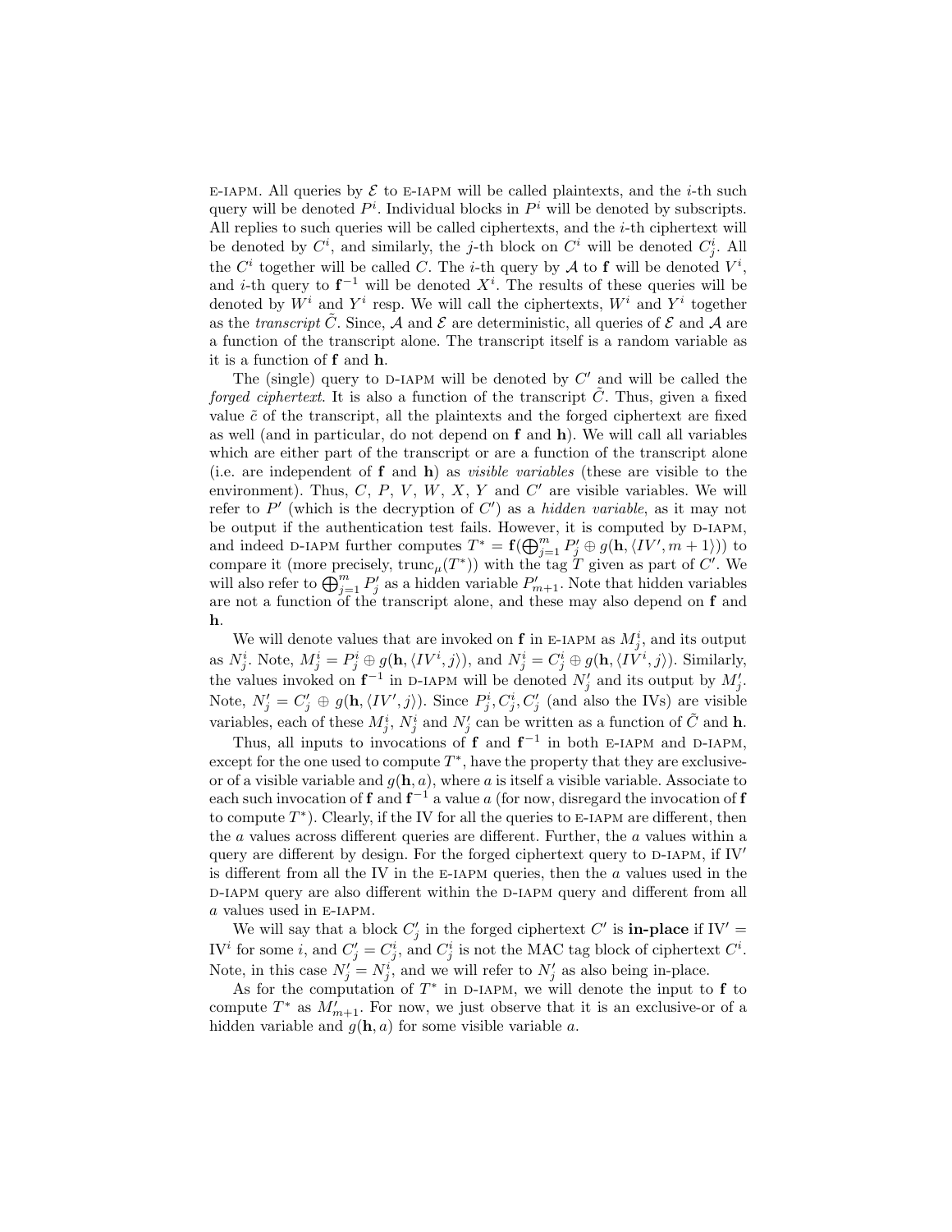E-IAPM. All queries by $\mathcal{E}$ to E-IAPM will be called plaintexts, and the $i$-th such query will be denoted $P^i$. Individual blocks in $P^i$ will be denoted by subscripts. All replies to such queries will be called ciphertexts, and the $i$-th ciphertext will be denoted by $C^i$, and similarly, the $j$-th block on $C^i$ will be denoted $C^i_j$. All the $C^i$ together will be called $C$. The $i$-th query by $\mathcal{A}$ to $\mathbf{f}$ will be denoted $V^i$, and $i$-th query to $\mathbf{f}^{-1}$ will be denoted $X^i$. The results of these queries will be denoted by $W^i$ and $Y^i$ resp. We will call the ciphertexts, $W^i$ and $Y^i$ together as the *transcript* $\tilde{C}$. Since, $\mathcal{A}$ and $\mathcal{E}$ are deterministic, all queries of $\mathcal{E}$ and $\mathcal{A}$ are a function of the transcript alone. The transcript itself is a random variable as it is a function of $\mathbf{f}$ and $\mathbf{h}$.

The (single) query to D-IAPM will be denoted by $C'$ and will be called the *forged ciphertext*. It is also a function of the transcript $\tilde{C}$. Thus, given a fixed value $\tilde{c}$ of the transcript, all the plaintexts and the forged ciphertext are fixed as well (and in particular, do not depend on $\mathbf{f}$ and $\mathbf{h}$). We will call all variables which are either part of the transcript or are a function of the transcript alone (i.e. are independent of $\mathbf{f}$ and $\mathbf{h}$) as *visible variables* (these are visible to the environment). Thus, $C$, $P$, $V$, $W$, $X$, $Y$ and $C'$ are visible variables. We will refer to $P'$ (which is the decryption of $C'$) as a *hidden variable*, as it may not be output if the authentication test fails. However, it is computed by D-IAPM, and indeed D-IAPM further computes $T^* = \mathbf{f}(\bigoplus_{j=1}^{m} P'_j \oplus g(\mathbf{h}, \langle IV', m+1\rangle))$ to compare it (more precisely, $\mathrm{trunc}_\mu(T^*)$) with the tag $T$ given as part of $C'$. We will also refer to $\bigoplus_{j=1}^{m} P'_j$ as a hidden variable $P'_{m+1}$. Note that hidden variables are not a function of the transcript alone, and these may also depend on $\mathbf{f}$ and $\mathbf{h}$.

We will denote values that are invoked on $\mathbf{f}$ in E-IAPM as $M^i_j$, and its output as $N^i_j$. Note, $M^i_j = P^i_j \oplus g(\mathbf{h}, \langle IV^i, j\rangle)$, and $N^i_j = C^i_j \oplus g(\mathbf{h}, \langle IV^i, j\rangle)$. Similarly, the values invoked on $\mathbf{f}^{-1}$ in D-IAPM will be denoted $N'_j$ and its output by $M'_j$. Note, $N'_j = C'_j \oplus g(\mathbf{h}, \langle IV', j\rangle)$. Since $P^i_j, C^i_j, C'_j$ (and also the IVs) are visible variables, each of these $M^i_j$, $N^i_j$ and $N'_j$ can be written as a function of $\tilde{C}$ and $\mathbf{h}$.

Thus, all inputs to invocations of $\mathbf{f}$ and $\mathbf{f}^{-1}$ in both E-IAPM and D-IAPM, except for the one used to compute $T^*$, have the property that they are exclusive-or of a visible variable and $g(\mathbf{h}, a)$, where $a$ is itself a visible variable. Associate to each such invocation of $\mathbf{f}$ and $\mathbf{f}^{-1}$ a value $a$ (for now, disregard the invocation of $\mathbf{f}$ to compute $T^*$). Clearly, if the IV for all the queries to E-IAPM are different, then the $a$ values across different queries are different. Further, the $a$ values within a query are different by design. For the forged ciphertext query to D-IAPM, if IV$'$ is different from all the IV in the E-IAPM queries, then the $a$ values used in the D-IAPM query are also different within the D-IAPM query and different from all $a$ values used in E-IAPM.

We will say that a block $C'_j$ in the forged ciphertext $C'$ is **in-place** if IV$'$ = IV$^i$ for some $i$, and $C'_j = C^i_j$, and $C^i_j$ is not the MAC tag block of ciphertext $C^i$. Note, in this case $N'_j = N^i_j$, and we will refer to $N'_j$ as also being in-place.

As for the computation of $T^*$ in D-IAPM, we will denote the input to $\mathbf{f}$ to compute $T^*$ as $M'_{m+1}$. For now, we just observe that it is an exclusive-or of a hidden variable and $g(\mathbf{h}, a)$ for some visible variable $a$.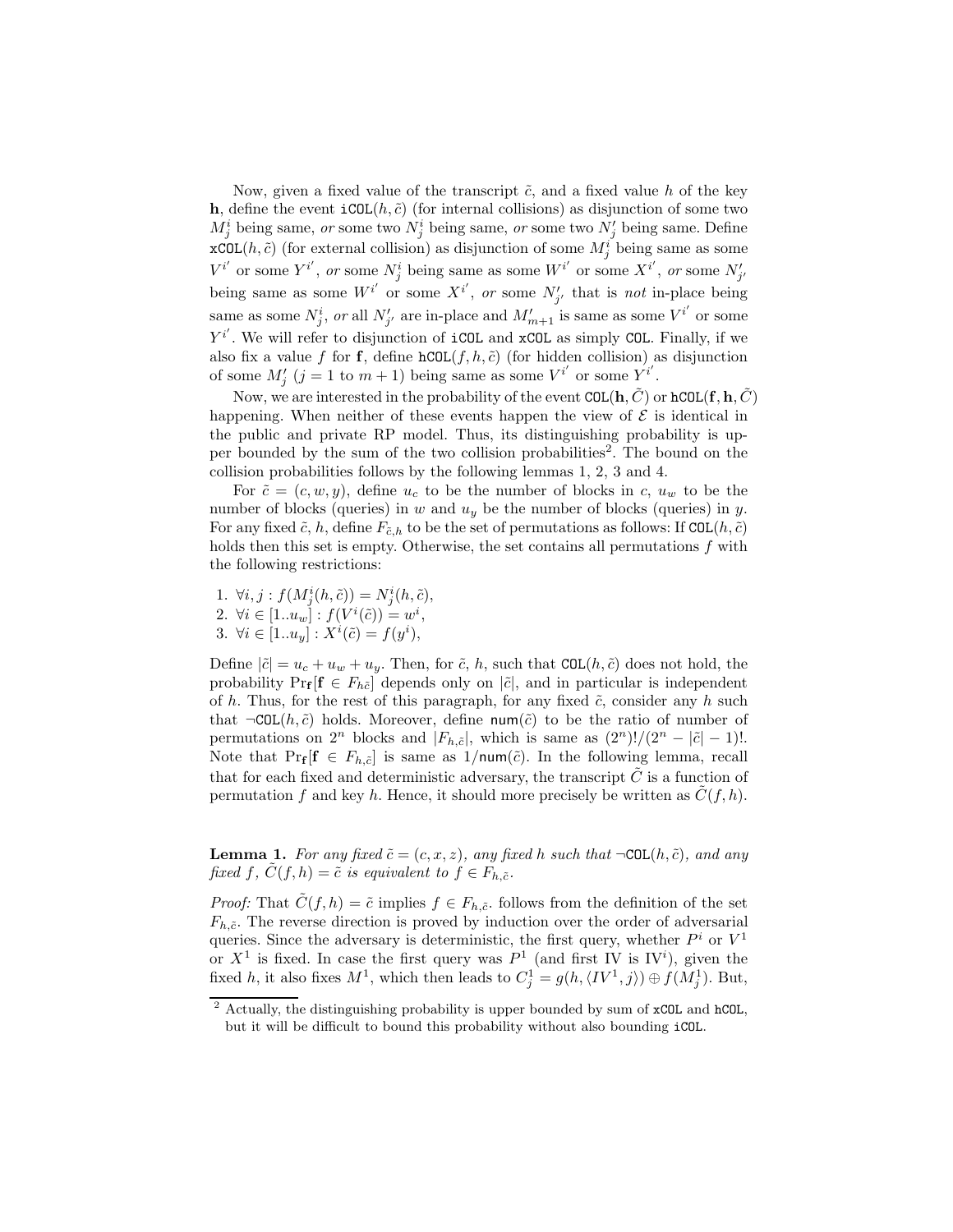Now, given a fixed value of the transcript $\tilde{c}$, and a fixed value $h$ of the key $\mathbf{h}$, define the event $\mathtt{iCOL}(h, \tilde{c})$ (for internal collisions) as disjunction of some two $M_j^i$ being same, *or* some two $N_j^i$ being same, *or* some two $N_j'$ being same. Define $\mathtt{xCOL}(h, \tilde{c})$ (for external collision) as disjunction of some $M_j^i$ being same as some $V^{i'}$ or some $Y^{i'}$, *or* some $N_j^i$ being same as some $W^{i'}$ or some $X^{i'}$, *or* some $N_{j'}'$ being same as some $W^{i'}$ or some $X^{i'}$, *or* some $N_{j'}'$ that is *not* in-place being same as some $N_j^i$, *or* all $N_{j'}'$ are in-place and $M_{m+1}'$ is same as some $V^{i'}$ or some $Y^{i'}$. We will refer to disjunction of $\mathtt{iCOL}$ and $\mathtt{xCOL}$ as simply $\mathtt{COL}$. Finally, if we also fix a value $f$ for $\mathbf{f}$, define $\mathtt{hCOL}(f, h, \tilde{c})$ (for hidden collision) as disjunction of some $M_j'$ ($j = 1$ to $m+1$) being same as some $V^{i'}$ or some $Y^{i'}$.

Now, we are interested in the probability of the event $\mathtt{COL}(\mathbf{h}, \tilde{C})$ or $\mathtt{hCOL}(\mathbf{f}, \mathbf{h}, \tilde{C})$ happening. When neither of these events happen the view of $\mathcal{E}$ is identical in the public and private RP model. Thus, its distinguishing probability is upper bounded by the sum of the two collision probabilities[2]. The bound on the collision probabilities follows by the following lemmas 1, 2, 3 and 4.

For $\tilde{c} = (c, w, y)$, define $u_c$ to be the number of blocks in $c$, $u_w$ to be the number of blocks (queries) in $w$ and $u_y$ be the number of blocks (queries) in $y$. For any fixed $\tilde{c}$, $h$, define $F_{\tilde{c},h}$ to be the set of permutations as follows: If $\mathtt{COL}(h, \tilde{c})$ holds then this set is empty. Otherwise, the set contains all permutations $f$ with the following restrictions:

1. $\forall i, j : f(M_j^i(h, \tilde{c})) = N_j^i(h, \tilde{c})$,
2. $\forall i \in [1..u_w] : f(V^i(\tilde{c})) = w^i$,
3. $\forall i \in [1..u_y] : X^i(\tilde{c}) = f(y^i)$,

Define $|\tilde{c}| = u_c + u_w + u_y$. Then, for $\tilde{c}$, $h$, such that $\mathtt{COL}(h, \tilde{c})$ does not hold, the probability $\Pr_{\mathbf{f}}[\mathbf{f} \in F_{h\tilde{c}}]$ depends only on $|\tilde{c}|$, and in particular is independent of $h$. Thus, for the rest of this paragraph, for any fixed $\tilde{c}$, consider any $h$ such that $\neg\mathtt{COL}(h, \tilde{c})$ holds. Moreover, define $\mathsf{num}(\tilde{c})$ to be the ratio of number of permutations on $2^n$ blocks and $|F_{h,\tilde{c}}|$, which is same as $(2^n)!/(2^n - |\tilde{c}| - 1)!$. Note that $\Pr_{\mathbf{f}}[\mathbf{f} \in F_{h,\tilde{c}}]$ is same as $1/\mathsf{num}(\tilde{c})$. In the following lemma, recall that for each fixed and deterministic adversary, the transcript $\tilde{C}$ is a function of permutation $f$ and key $h$. Hence, it should more precisely be written as $\tilde{C}(f, h)$.

**Lemma 1.** *For any fixed $\tilde{c} = (c, x, z)$, any fixed $h$ such that $\neg\mathtt{COL}(h, \tilde{c})$, and any fixed $f$, $\tilde{C}(f, h) = \tilde{c}$ is equivalent to $f \in F_{h,\tilde{c}}$.*

*Proof:* That $\tilde{C}(f, h) = \tilde{c}$ implies $f \in F_{h,\tilde{c}}$. follows from the definition of the set $F_{h,\tilde{c}}$. The reverse direction is proved by induction over the order of adversarial queries. Since the adversary is deterministic, the first query, whether $P^i$ or $V^1$ or $X^1$ is fixed. In case the first query was $P^1$ (and first IV is $\mathrm{IV}^i$), given the fixed $h$, it also fixes $M^1$, which then leads to $C_j^1 = g(h, \langle IV^1, j\rangle) \oplus f(M_j^1)$. But,

[2] Actually, the distinguishing probability is upper bounded by sum of $\mathtt{xCOL}$ and $\mathtt{hCOL}$, but it will be difficult to bound this probability without also bounding $\mathtt{iCOL}$.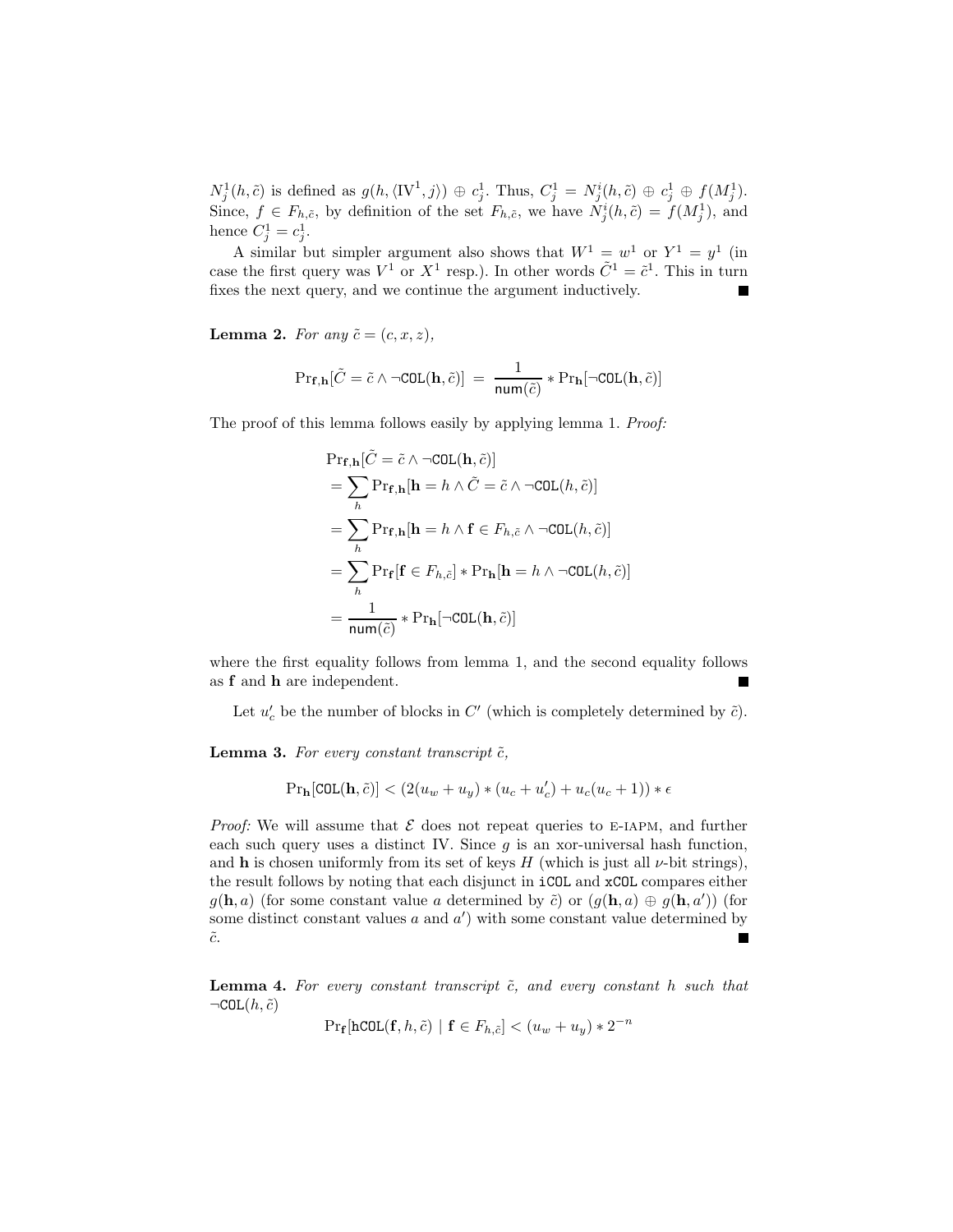$N^1_j(h, \tilde{c})$ is defined as $g(h, \langle \mathrm{IV}^1, j \rangle) \oplus c^1_j$. Thus, $C^1_j = N^i_j(h, \tilde{c}) \oplus c^1_j \oplus f(M^1_j)$. Since, $f \in F_{h,\tilde{c}}$, by definition of the set $F_{h,\tilde{c}}$, we have $N^i_j(h, \tilde{c}) = f(M^1_j)$, and hence $C^1_j = c^1_j$.

A similar but simpler argument also shows that $W^1 = w^1$ or $Y^1 = y^1$ (in case the first query was $V^1$ or $X^1$ resp.). In other words $\tilde{C}^1 = \tilde{c}^1$. This in turn fixes the next query, and we continue the argument inductively. ■

**Lemma 2.** *For any* $\tilde{c} = (c, x, z)$,

$$\mathrm{Pr}_{\mathbf{f},\mathbf{h}}[\tilde{C} = \tilde{c} \wedge \neg \mathtt{COL}(\mathbf{h}, \tilde{c})] \;=\; \frac{1}{\mathsf{num}(\tilde{c})} * \mathrm{Pr}_{\mathbf{h}}[\neg \mathtt{COL}(\mathbf{h}, \tilde{c})]$$

The proof of this lemma follows easily by applying lemma 1. *Proof:*

$$\begin{aligned}
&\mathrm{Pr}_{\mathbf{f},\mathbf{h}}[\tilde{C} = \tilde{c} \wedge \neg \mathtt{COL}(\mathbf{h}, \tilde{c})] \\
&= \sum_h \mathrm{Pr}_{\mathbf{f},\mathbf{h}}[\mathbf{h} = h \wedge \tilde{C} = \tilde{c} \wedge \neg \mathtt{COL}(h, \tilde{c})] \\
&= \sum_h \mathrm{Pr}_{\mathbf{f},\mathbf{h}}[\mathbf{h} = h \wedge \mathbf{f} \in F_{h,\tilde{c}} \wedge \neg \mathtt{COL}(h, \tilde{c})] \\
&= \sum_h \mathrm{Pr}_{\mathbf{f}}[\mathbf{f} \in F_{h,\tilde{c}}] * \mathrm{Pr}_{\mathbf{h}}[\mathbf{h} = h \wedge \neg \mathtt{COL}(h, \tilde{c})] \\
&= \frac{1}{\mathsf{num}(\tilde{c})} * \mathrm{Pr}_{\mathbf{h}}[\neg \mathtt{COL}(\mathbf{h}, \tilde{c})]
\end{aligned}$$

where the first equality follows from lemma 1, and the second equality follows as $\mathbf{f}$ and $\mathbf{h}$ are independent. ■

Let $u'_c$ be the number of blocks in $C'$ (which is completely determined by $\tilde{c}$).

**Lemma 3.** *For every constant transcript* $\tilde{c}$,

$$\mathrm{Pr}_{\mathbf{h}}[\mathtt{COL}(\mathbf{h}, \tilde{c})] < (2(u_w + u_y) * (u_c + u'_c) + u_c(u_c + 1)) * \epsilon$$

*Proof:* We will assume that $\mathcal{E}$ does not repeat queries to E-IAPM, and further each such query uses a distinct IV. Since $g$ is an xor-universal hash function, and $\mathbf{h}$ is chosen uniformly from its set of keys $H$ (which is just all $\nu$-bit strings), the result follows by noting that each disjunct in `iCOL` and `xCOL` compares either $g(\mathbf{h}, a)$ (for some constant value $a$ determined by $\tilde{c}$) or $(g(\mathbf{h}, a) \oplus g(\mathbf{h}, a'))$ (for some distinct constant values $a$ and $a'$) with some constant value determined by $\tilde{c}$. ■

**Lemma 4.** *For every constant transcript* $\tilde{c}$*, and every constant* $h$ *such that* $\neg \mathtt{COL}(h, \tilde{c})$

$$\mathrm{Pr}_{\mathbf{f}}[\mathtt{hCOL}(\mathbf{f}, h, \tilde{c}) \mid \mathbf{f} \in F_{h,\tilde{c}}] < (u_w + u_y) * 2^{-n}$$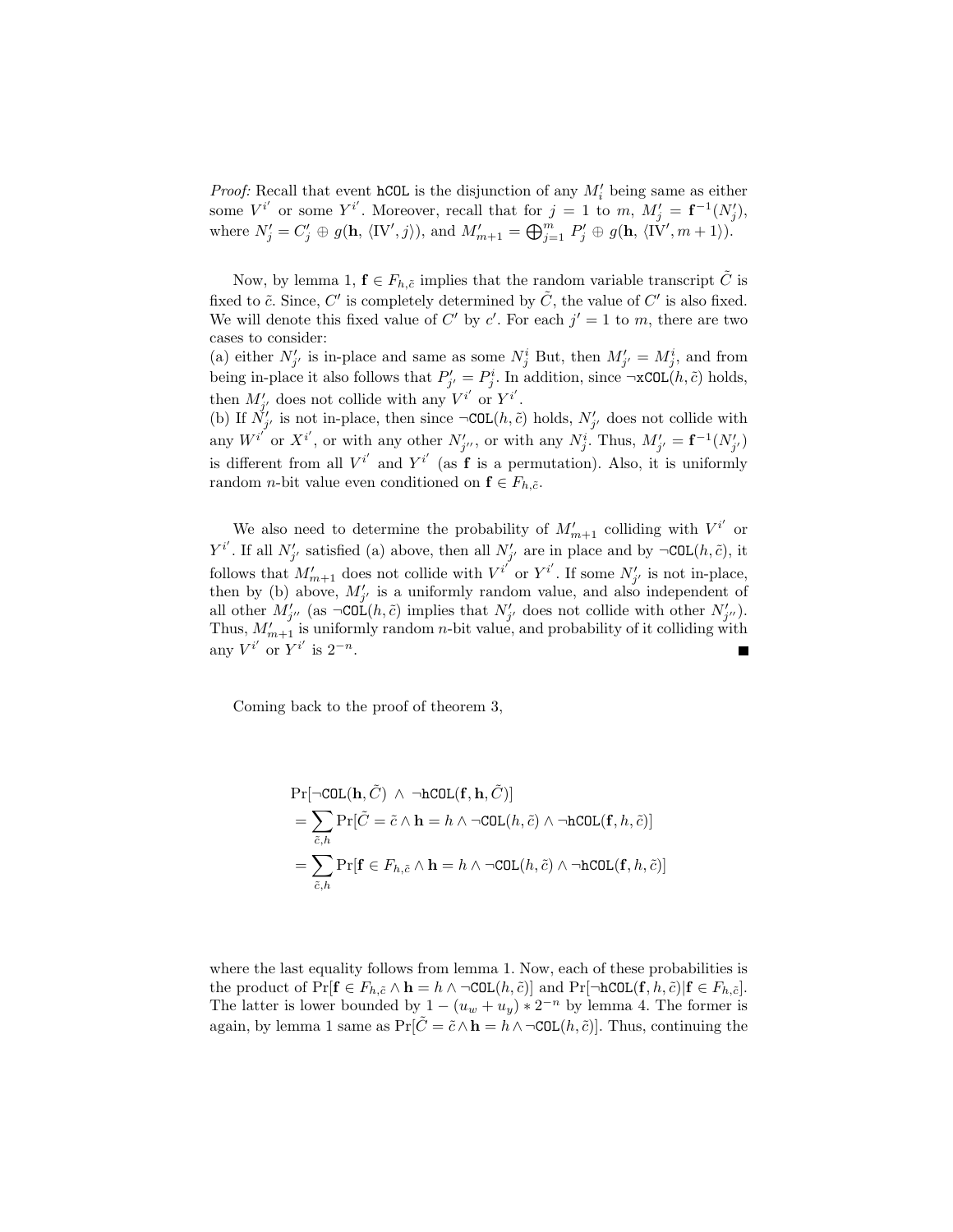*Proof:* Recall that event $\mathtt{hCOL}$ is the disjunction of any $M'_i$ being same as either some $V^{i'}$ or some $Y^{i'}$. Moreover, recall that for $j = 1$ to $m$, $M'_j = \mathbf{f}^{-1}(N'_j)$, where $N'_j = C'_j \oplus g(\mathbf{h}, \langle \mathrm{IV}', j \rangle)$, and $M'_{m+1} = \bigoplus_{j=1}^{m} P'_j \oplus g(\mathbf{h}, \langle \mathrm{IV}', m+1 \rangle)$.

Now, by lemma 1, $\mathbf{f} \in F_{h,\tilde{c}}$ implies that the random variable transcript $\tilde{C}$ is fixed to $\tilde{c}$. Since, $C'$ is completely determined by $\tilde{C}$, the value of $C'$ is also fixed. We will denote this fixed value of $C'$ by $c'$. For each $j' = 1$ to $m$, there are two cases to consider:
(a) either $N'_{j'}$ is in-place and same as some $N^i_j$ But, then $M'_{j'} = M^i_j$, and from being in-place it also follows that $P'_{j'} = P^i_j$. In addition, since $\neg\mathtt{xCOL}(h, \tilde{c})$ holds, then $M'_{j'}$ does not collide with any $V^{i'}$ or $Y^{i'}$.
(b) If $N'_{j'}$ is not in-place, then since $\neg\mathtt{COL}(h, \tilde{c})$ holds, $N'_{j'}$ does not collide with any $W^{i'}$ or $X^{i'}$, or with any other $N'_{j''}$, or with any $N^i_j$. Thus, $M'_{j'} = \mathbf{f}^{-1}(N'_{j'})$ is different from all $V^{i'}$ and $Y^{i'}$ (as $\mathbf{f}$ is a permutation). Also, it is uniformly random $n$-bit value even conditioned on $\mathbf{f} \in F_{h,\tilde{c}}$.

We also need to determine the probability of $M'_{m+1}$ colliding with $V^{i'}$ or $Y^{i'}$. If all $N'_{j'}$ satisfied (a) above, then all $N'_{j'}$ are in place and by $\neg\mathtt{COL}(h, \tilde{c})$, it follows that $M'_{m+1}$ does not collide with $V^{i'}$ or $Y^{i'}$. If some $N'_{j'}$ is not in-place, then by (b) above, $M'_{j'}$ is a uniformly random value, and also independent of all other $M'_{j''}$ (as $\neg\mathtt{COL}(h, \tilde{c})$ implies that $N'_{j'}$ does not collide with other $N'_{j''}$). Thus, $M'_{m+1}$ is uniformly random $n$-bit value, and probability of it colliding with any $V^{i'}$ or $Y^{i'}$ is $2^{-n}$. ■

Coming back to the proof of theorem 3,

$$
\begin{aligned}
&\Pr[\neg\mathtt{COL}(\mathbf{h}, \tilde{C}) \ \wedge\ \neg\mathtt{hCOL}(\mathbf{f}, \mathbf{h}, \tilde{C})] \\
&= \sum_{\tilde{c}, h} \Pr[\tilde{C} = \tilde{c} \wedge \mathbf{h} = h \wedge \neg\mathtt{COL}(h, \tilde{c}) \wedge \neg\mathtt{hCOL}(\mathbf{f}, h, \tilde{c})] \\
&= \sum_{\tilde{c}, h} \Pr[\mathbf{f} \in F_{h,\tilde{c}} \wedge \mathbf{h} = h \wedge \neg\mathtt{COL}(h, \tilde{c}) \wedge \neg\mathtt{hCOL}(\mathbf{f}, h, \tilde{c})]
\end{aligned}
$$

where the last equality follows from lemma 1. Now, each of these probabilities is the product of $\Pr[\mathbf{f} \in F_{h,\tilde{c}} \wedge \mathbf{h} = h \wedge \neg\mathtt{COL}(h, \tilde{c})]$ and $\Pr[\neg\mathtt{hCOL}(\mathbf{f}, h, \tilde{c}) | \mathbf{f} \in F_{h,\tilde{c}}]$. The latter is lower bounded by $1 - (u_w + u_y) * 2^{-n}$ by lemma 4. The former is again, by lemma 1 same as $\Pr[\tilde{C} = \tilde{c} \wedge \mathbf{h} = h \wedge \neg\mathtt{COL}(h, \tilde{c})]$. Thus, continuing the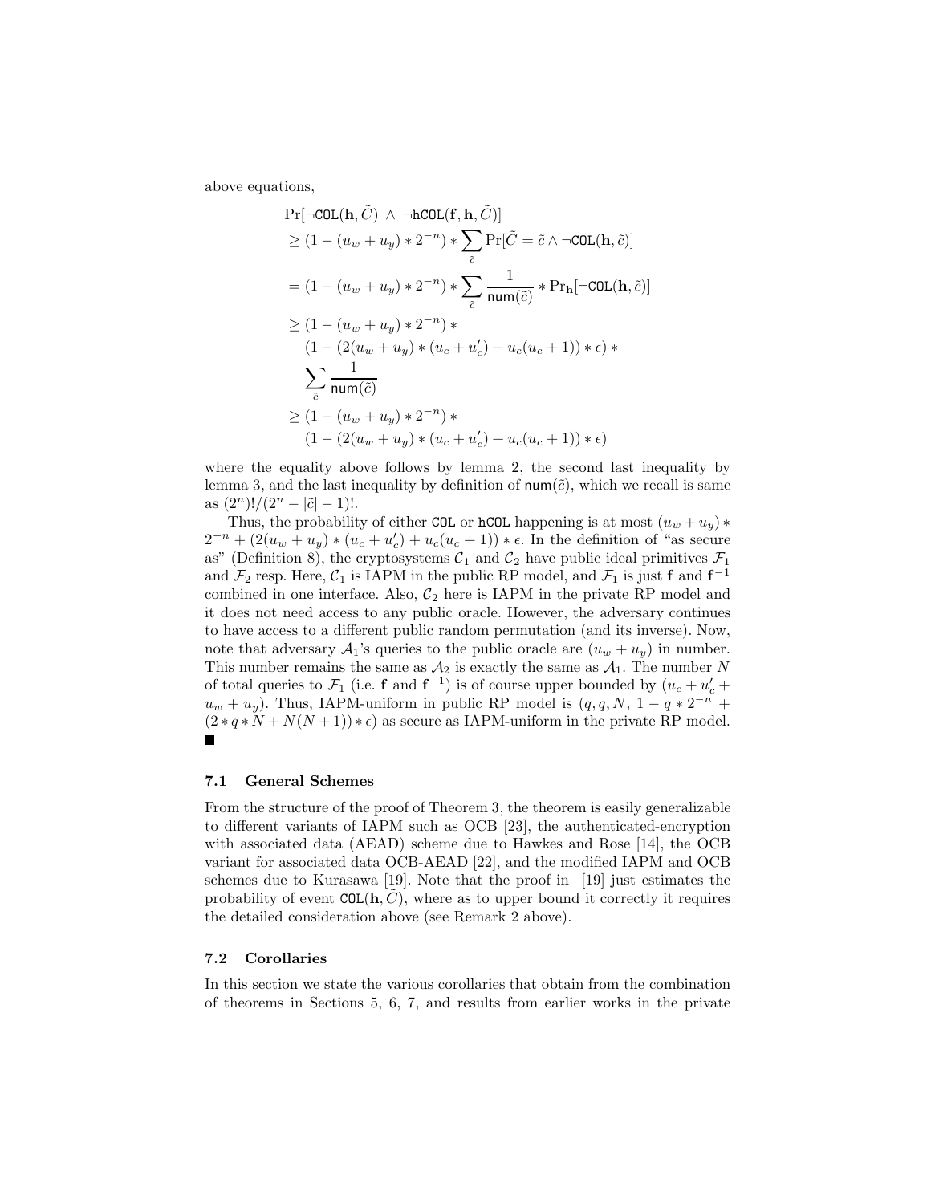above equations,

$$
\begin{aligned}
&\Pr[\neg\texttt{COL}(\mathbf{h},\tilde{C}) \;\wedge\; \neg\texttt{hCOL}(\mathbf{f},\mathbf{h},\tilde{C})] \\
&\geq (1-(u_w+u_y)*2^{-n}) * \sum_{\tilde{c}} \Pr[\tilde{C}=\tilde{c} \wedge \neg\texttt{COL}(\mathbf{h},\tilde{c})] \\
&= (1-(u_w+u_y)*2^{-n}) * \sum_{\tilde{c}} \frac{1}{\mathsf{num}(\tilde{c})} * \Pr_{\mathbf{h}}[\neg\texttt{COL}(\mathbf{h},\tilde{c})] \\
&\geq (1-(u_w+u_y)*2^{-n}) * \\
&\quad (1-(2(u_w+u_y)*(u_c+u_c')+u_c(u_c+1))*\epsilon) * \\
&\quad \sum_{\tilde{c}} \frac{1}{\mathsf{num}(\tilde{c})} \\
&\geq (1-(u_w+u_y)*2^{-n}) * \\
&\quad (1-(2(u_w+u_y)*(u_c+u_c')+u_c(u_c+1))*\epsilon)
\end{aligned}
$$

where the equality above follows by lemma 2, the second last inequality by lemma 3, and the last inequality by definition of $\mathsf{num}(\tilde{c})$, which we recall is same as $(2^n)!/(2^n-|\tilde{c}|-1)!$.

Thus, the probability of either COL or hCOL happening is at most $(u_w+u_y)*2^{-n}+(2(u_w+u_y)*(u_c+u_c')+u_c(u_c+1))*\epsilon$. In the definition of "as secure as" (Definition 8), the cryptosystems $\mathcal{C}_1$ and $\mathcal{C}_2$ have public ideal primitives $\mathcal{F}_1$ and $\mathcal{F}_2$ resp. Here, $\mathcal{C}_1$ is IAPM in the public RP model, and $\mathcal{F}_1$ is just $\mathbf{f}$ and $\mathbf{f}^{-1}$ combined in one interface. Also, $\mathcal{C}_2$ here is IAPM in the private RP model and it does not need access to any public oracle. However, the adversary continues to have access to a different public random permutation (and its inverse). Now, note that adversary $\mathcal{A}_1$'s queries to the public oracle are $(u_w+u_y)$ in number. This number remains the same as $\mathcal{A}_2$ is exactly the same as $\mathcal{A}_1$. The number $N$ of total queries to $\mathcal{F}_1$ (i.e. $\mathbf{f}$ and $\mathbf{f}^{-1}$) is of course upper bounded by $(u_c+u_c'+u_w+u_y)$. Thus, IAPM-uniform in public RP model is $(q, q, N,\ 1-q*2^{-n}+(2*q*N+N(N+1))*\epsilon)$ as secure as IAPM-uniform in the private RP model. ∎

### 7.1 General Schemes

From the structure of the proof of Theorem 3, the theorem is easily generalizable to different variants of IAPM such as OCB [23], the authenticated-encryption with associated data (AEAD) scheme due to Hawkes and Rose [14], the OCB variant for associated data OCB-AEAD [22], and the modified IAPM and OCB schemes due to Kurasawa [19]. Note that the proof in [19] just estimates the probability of event $\texttt{COL}(\mathbf{h},\tilde{C})$, where as to upper bound it correctly it requires the detailed consideration above (see Remark 2 above).

### 7.2 Corollaries

In this section we state the various corollaries that obtain from the combination of theorems in Sections 5, 6, 7, and results from earlier works in the private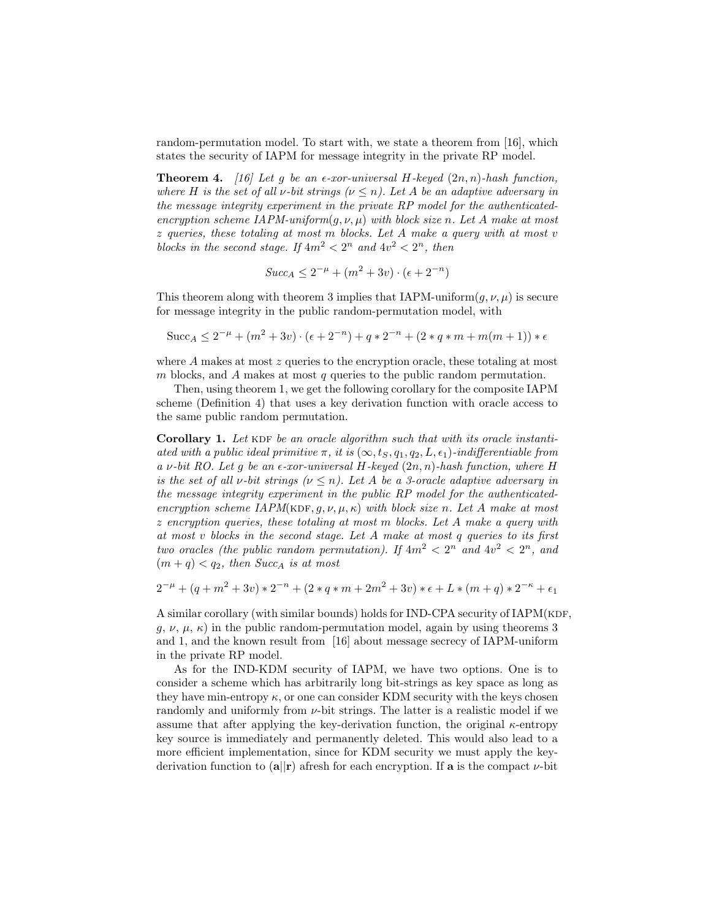random-permutation model. To start with, we state a theorem from [16], which states the security of IAPM for message integrity in the private RP model.

**Theorem 4.** *[16] Let $g$ be an $\epsilon$-xor-universal $H$-keyed $(2n, n)$-hash function, where $H$ is the set of all $\nu$-bit strings ($\nu \leq n$). Let $A$ be an adaptive adversary in the message integrity experiment in the private RP model for the authenticated-encryption scheme IAPM-uniform$(g, \nu, \mu)$ with block size $n$. Let $A$ make at most $z$ queries, these totaling at most $m$ blocks. Let $A$ make a query with at most $v$ blocks in the second stage. If $4m^2 < 2^n$ and $4v^2 < 2^n$, then*

$$Succ_A \leq 2^{-\mu} + (m^2 + 3v) \cdot (\epsilon + 2^{-n})$$

This theorem along with theorem 3 implies that IAPM-uniform$(g, \nu, \mu)$ is secure for message integrity in the public random-permutation model, with

$$\text{Succ}_A \leq 2^{-\mu} + (m^2 + 3v) \cdot (\epsilon + 2^{-n}) + q * 2^{-n} + (2 * q * m + m(m+1)) * \epsilon$$

where $A$ makes at most $z$ queries to the encryption oracle, these totaling at most $m$ blocks, and $A$ makes at most $q$ queries to the public random permutation.

Then, using theorem 1, we get the following corollary for the composite IAPM scheme (Definition 4) that uses a key derivation function with oracle access to the same public random permutation.

**Corollary 1.** *Let KDF be an oracle algorithm such that with its oracle instantiated with a public ideal primitive $\pi$, it is $(\infty, t_S, q_1, q_2, L, \epsilon_1)$-indifferentiable from a $\nu$-bit RO. Let $g$ be an $\epsilon$-xor-universal $H$-keyed $(2n, n)$-hash function, where $H$ is the set of all $\nu$-bit strings ($\nu \leq n$). Let $A$ be a 3-oracle adaptive adversary in the message integrity experiment in the public RP model for the authenticated-encryption scheme IAPM(KDF$, g, \nu, \mu, \kappa$) with block size $n$. Let $A$ make at most $z$ encryption queries, these totaling at most $m$ blocks. Let $A$ make a query with at most $v$ blocks in the second stage. Let $A$ make at most $q$ queries to its first two oracles (the public random permutation). If $4m^2 < 2^n$ and $4v^2 < 2^n$, and $(m + q) < q_2$, then $Succ_A$ is at most*

$$2^{-\mu} + (q + m^2 + 3v) * 2^{-n} + (2 * q * m + 2m^2 + 3v) * \epsilon + L * (m + q) * 2^{-\kappa} + \epsilon_1$$

A similar corollary (with similar bounds) holds for IND-CPA security of IAPM(KDF, $g$, $\nu$, $\mu$, $\kappa$) in the public random-permutation model, again by using theorems 3 and 1, and the known result from [16] about message secrecy of IAPM-uniform in the private RP model.

As for the IND-KDM security of IAPM, we have two options. One is to consider a scheme which has arbitrarily long bit-strings as key space as long as they have min-entropy $\kappa$, or one can consider KDM security with the keys chosen randomly and uniformly from $\nu$-bit strings. The latter is a realistic model if we assume that after applying the key-derivation function, the original $\kappa$-entropy key source is immediately and permanently deleted. This would also lead to a more efficient implementation, since for KDM security we must apply the key-derivation function to $(\mathbf{a}||\mathbf{r})$ afresh for each encryption. If $\mathbf{a}$ is the compact $\nu$-bit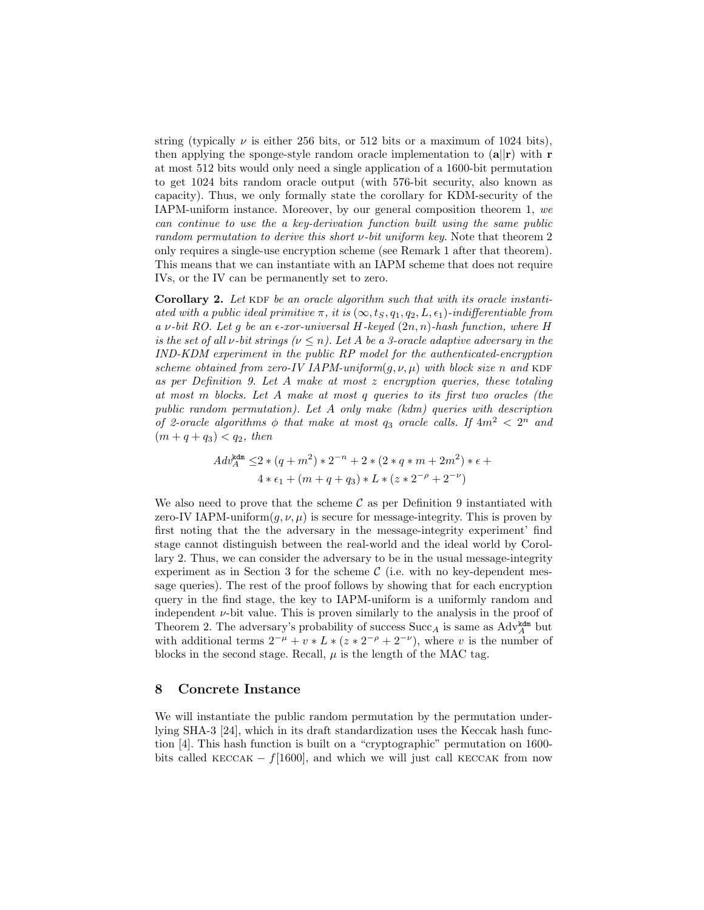string (typically $\nu$ is either 256 bits, or 512 bits or a maximum of 1024 bits), then applying the sponge-style random oracle implementation to $(\mathbf{a}||\mathbf{r})$ with $\mathbf{r}$ at most 512 bits would only need a single application of a 1600-bit permutation to get 1024 bits random oracle output (with 576-bit security, also known as capacity). Thus, we only formally state the corollary for KDM-security of the IAPM-uniform instance. Moreover, by our general composition theorem 1, *we can continue to use the a key-derivation function built using the same public random permutation to derive this short $\nu$-bit uniform key*. Note that theorem 2 only requires a single-use encryption scheme (see Remark 1 after that theorem). This means that we can instantiate with an IAPM scheme that does not require IVs, or the IV can be permanently set to zero.

**Corollary 2.** *Let KDF be an oracle algorithm such that with its oracle instantiated with a public ideal primitive $\pi$, it is $(\infty, t_S, q_1, q_2, L, \epsilon_1)$-indifferentiable from a $\nu$-bit RO. Let $g$ be an $\epsilon$-xor-universal $H$-keyed $(2n, n)$-hash function, where $H$ is the set of all $\nu$-bit strings ($\nu \leq n$). Let $A$ be a 3-oracle adaptive adversary in the IND-KDM experiment in the public RP model for the authenticated-encryption scheme obtained from zero-IV IAPM-uniform$(g, \nu, \mu)$ with block size $n$ and KDF as per Definition 9. Let $A$ make at most $z$ encryption queries, these totaling at most $m$ blocks. Let $A$ make at most $q$ queries to its first two oracles (the public random permutation). Let $A$ only make (kdm) queries with description of 2-oracle algorithms $\phi$ that make at most $q_3$ oracle calls. If $4m^2 < 2^n$ and $(m + q + q_3) < q_2$, then*

$$Adv_A^{\mathtt{kdm}} \leq 2 * (q + m^2) * 2^{-n} + 2 * (2 * q * m + 2m^2) * \epsilon + 4 * \epsilon_1 + (m + q + q_3) * L * (z * 2^{-\rho} + 2^{-\nu})$$

We also need to prove that the scheme $\mathcal{C}$ as per Definition 9 instantiated with zero-IV IAPM-uniform$(g, \nu, \mu)$ is secure for message-integrity. This is proven by first noting that the the adversary in the message-integrity experiment' find stage cannot distinguish between the real-world and the ideal world by Corollary 2. Thus, we can consider the adversary to be in the usual message-integrity experiment as in Section 3 for the scheme $\mathcal{C}$ (i.e. with no key-dependent message queries). The rest of the proof follows by showing that for each encryption query in the find stage, the key to IAPM-uniform is a uniformly random and independent $\nu$-bit value. This is proven similarly to the analysis in the proof of Theorem 2. The adversary's probability of success $\text{Succ}_A$ is same as $\text{Adv}_A^{\mathtt{kdm}}$ but with additional terms $2^{-\mu} + v * L * (z * 2^{-\rho} + 2^{-\nu})$, where $v$ is the number of blocks in the second stage. Recall, $\mu$ is the length of the MAC tag.

## 8 Concrete Instance

We will instantiate the public random permutation by the permutation underlying SHA-3 [24], which in its draft standardization uses the Keccak hash function [4]. This hash function is built on a "cryptographic" permutation on 1600-bits called KECCAK $- f[1600]$, and which we will just call KECCAK from now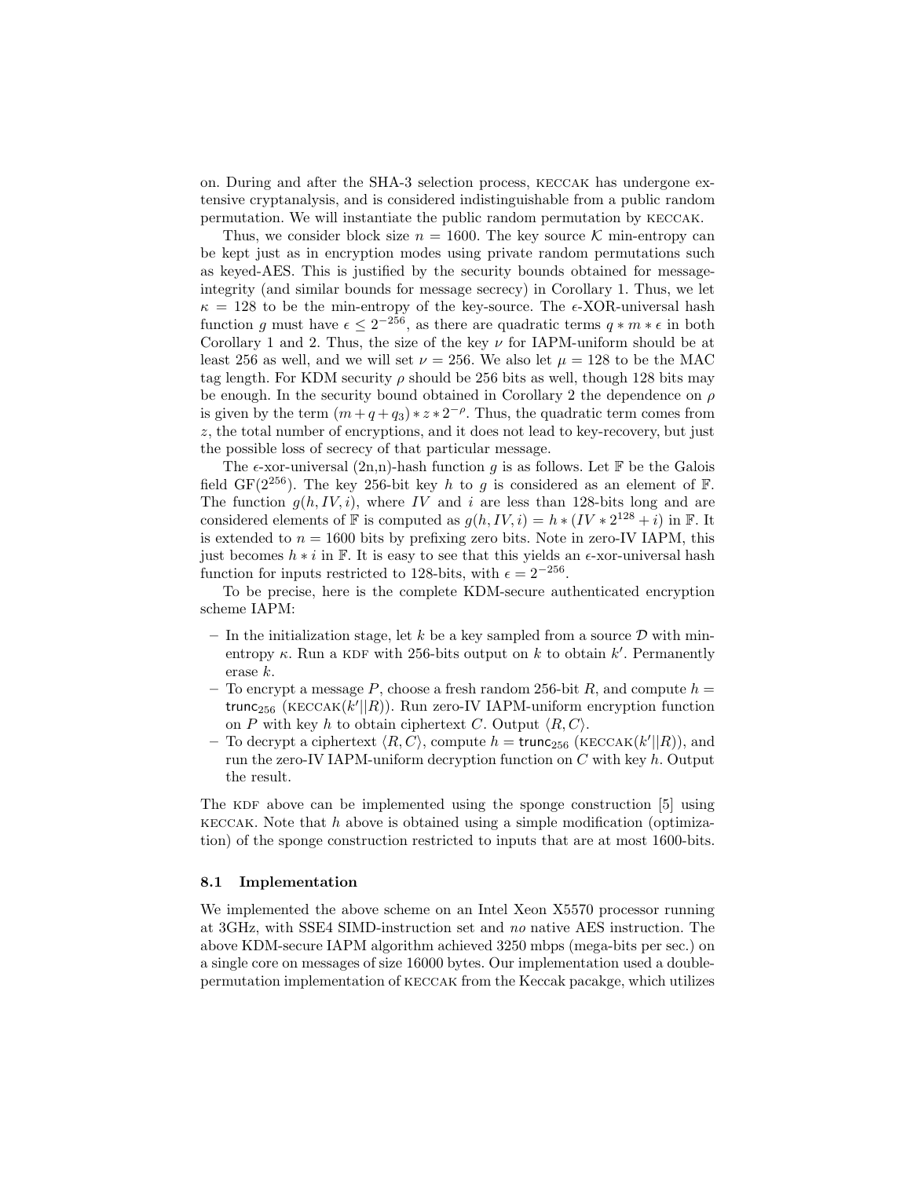on. During and after the SHA-3 selection process, KECCAK has undergone extensive cryptanalysis, and is considered indistinguishable from a public random permutation. We will instantiate the public random permutation by KECCAK.

Thus, we consider block size $n = 1600$. The key source $\mathcal{K}$ min-entropy can be kept just as in encryption modes using private random permutations such as keyed-AES. This is justified by the security bounds obtained for message-integrity (and similar bounds for message secrecy) in Corollary 1. Thus, we let $\kappa = 128$ to be the min-entropy of the key-source. The $\epsilon$-XOR-universal hash function $g$ must have $\epsilon \leq 2^{-256}$, as there are quadratic terms $q * m * \epsilon$ in both Corollary 1 and 2. Thus, the size of the key $\nu$ for IAPM-uniform should be at least 256 as well, and we will set $\nu = 256$. We also let $\mu = 128$ to be the MAC tag length. For KDM security $\rho$ should be 256 bits as well, though 128 bits may be enough. In the security bound obtained in Corollary 2 the dependence on $\rho$ is given by the term $(m + q + q_3) * z * 2^{-\rho}$. Thus, the quadratic term comes from $z$, the total number of encryptions, and it does not lead to key-recovery, but just the possible loss of secrecy of that particular message.

The $\epsilon$-xor-universal (2n,n)-hash function $g$ is as follows. Let $\mathbb{F}$ be the Galois field $GF(2^{256})$. The key 256-bit key $h$ to $g$ is considered as an element of $\mathbb{F}$. The function $g(h, IV, i)$, where $IV$ and $i$ are less than 128-bits long and are considered elements of $\mathbb{F}$ is computed as $g(h, IV, i) = h * (IV * 2^{128} + i)$ in $\mathbb{F}$. It is extended to $n = 1600$ bits by prefixing zero bits. Note in zero-IV IAPM, this just becomes $h * i$ in $\mathbb{F}$. It is easy to see that this yields an $\epsilon$-xor-universal hash function for inputs restricted to 128-bits, with $\epsilon = 2^{-256}$.

To be precise, here is the complete KDM-secure authenticated encryption scheme IAPM:

- In the initialization stage, let $k$ be a key sampled from a source $\mathcal{D}$ with min-entropy $\kappa$. Run a KDF with 256-bits output on $k$ to obtain $k'$. Permanently erase $k$.
- To encrypt a message $P$, choose a fresh random 256-bit $R$, and compute $h = \mathsf{trunc}_{256}$ (KECCAK$(k'||R)$). Run zero-IV IAPM-uniform encryption function on $P$ with key $h$ to obtain ciphertext $C$. Output $\langle R, C \rangle$.
- To decrypt a ciphertext $\langle R, C \rangle$, compute $h = \mathsf{trunc}_{256}$ (KECCAK$(k'||R)$), and run the zero-IV IAPM-uniform decryption function on $C$ with key $h$. Output the result.

The KDF above can be implemented using the sponge construction [5] using KECCAK. Note that $h$ above is obtained using a simple modification (optimization) of the sponge construction restricted to inputs that are at most 1600-bits.

### 8.1 Implementation

We implemented the above scheme on an Intel Xeon X5570 processor running at 3GHz, with SSE4 SIMD-instruction set and *no* native AES instruction. The above KDM-secure IAPM algorithm achieved 3250 mbps (mega-bits per sec.) on a single core on messages of size 16000 bytes. Our implementation used a double-permutation implementation of KECCAK from the Keccak pacakge, which utilizes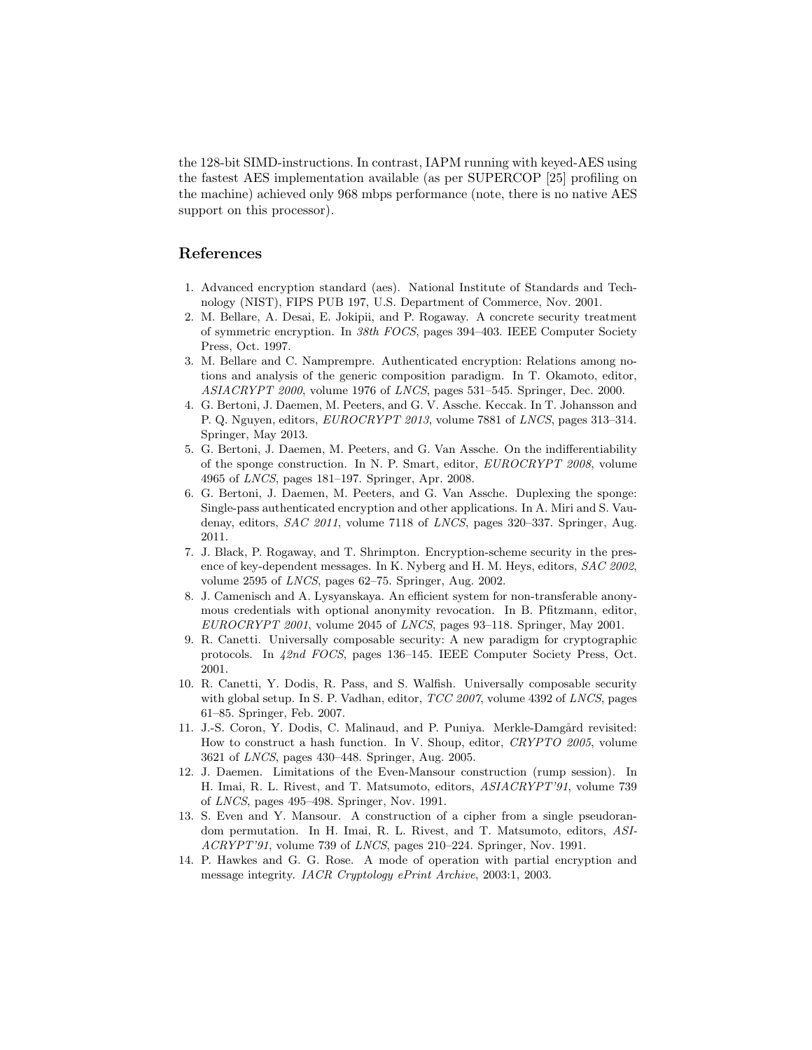the 128-bit SIMD-instructions. In contrast, IAPM running with keyed-AES using the fastest AES implementation available (as per SUPERCOP [25] profiling on the machine) achieved only 968 mbps performance (note, there is no native AES support on this processor).

## References

1. Advanced encryption standard (aes). National Institute of Standards and Technology (NIST), FIPS PUB 197, U.S. Department of Commerce, Nov. 2001.
2. M. Bellare, A. Desai, E. Jokipii, and P. Rogaway. A concrete security treatment of symmetric encryption. In *38th FOCS*, pages 394–403. IEEE Computer Society Press, Oct. 1997.
3. M. Bellare and C. Namprempre. Authenticated encryption: Relations among notions and analysis of the generic composition paradigm. In T. Okamoto, editor, *ASIACRYPT 2000*, volume 1976 of *LNCS*, pages 531–545. Springer, Dec. 2000.
4. G. Bertoni, J. Daemen, M. Peeters, and G. V. Assche. Keccak. In T. Johansson and P. Q. Nguyen, editors, *EUROCRYPT 2013*, volume 7881 of *LNCS*, pages 313–314. Springer, May 2013.
5. G. Bertoni, J. Daemen, M. Peeters, and G. Van Assche. On the indifferentiability of the sponge construction. In N. P. Smart, editor, *EUROCRYPT 2008*, volume 4965 of *LNCS*, pages 181–197. Springer, Apr. 2008.
6. G. Bertoni, J. Daemen, M. Peeters, and G. Van Assche. Duplexing the sponge: Single-pass authenticated encryption and other applications. In A. Miri and S. Vaudenay, editors, *SAC 2011*, volume 7118 of *LNCS*, pages 320–337. Springer, Aug. 2011.
7. J. Black, P. Rogaway, and T. Shrimpton. Encryption-scheme security in the presence of key-dependent messages. In K. Nyberg and H. M. Heys, editors, *SAC 2002*, volume 2595 of *LNCS*, pages 62–75. Springer, Aug. 2002.
8. J. Camenisch and A. Lysyanskaya. An efficient system for non-transferable anonymous credentials with optional anonymity revocation. In B. Pfitzmann, editor, *EUROCRYPT 2001*, volume 2045 of *LNCS*, pages 93–118. Springer, May 2001.
9. R. Canetti. Universally composable security: A new paradigm for cryptographic protocols. In *42nd FOCS*, pages 136–145. IEEE Computer Society Press, Oct. 2001.
10. R. Canetti, Y. Dodis, R. Pass, and S. Walfish. Universally composable security with global setup. In S. P. Vadhan, editor, *TCC 2007*, volume 4392 of *LNCS*, pages 61–85. Springer, Feb. 2007.
11. J.-S. Coron, Y. Dodis, C. Malinaud, and P. Puniya. Merkle-Damgård revisited: How to construct a hash function. In V. Shoup, editor, *CRYPTO 2005*, volume 3621 of *LNCS*, pages 430–448. Springer, Aug. 2005.
12. J. Daemen. Limitations of the Even-Mansour construction (rump session). In H. Imai, R. L. Rivest, and T. Matsumoto, editors, *ASIACRYPT'91*, volume 739 of *LNCS*, pages 495–498. Springer, Nov. 1991.
13. S. Even and Y. Mansour. A construction of a cipher from a single pseudorandom permutation. In H. Imai, R. L. Rivest, and T. Matsumoto, editors, *ASIACRYPT'91*, volume 739 of *LNCS*, pages 210–224. Springer, Nov. 1991.
14. P. Hawkes and G. G. Rose. A mode of operation with partial encryption and message integrity. *IACR Cryptology ePrint Archive*, 2003:1, 2003.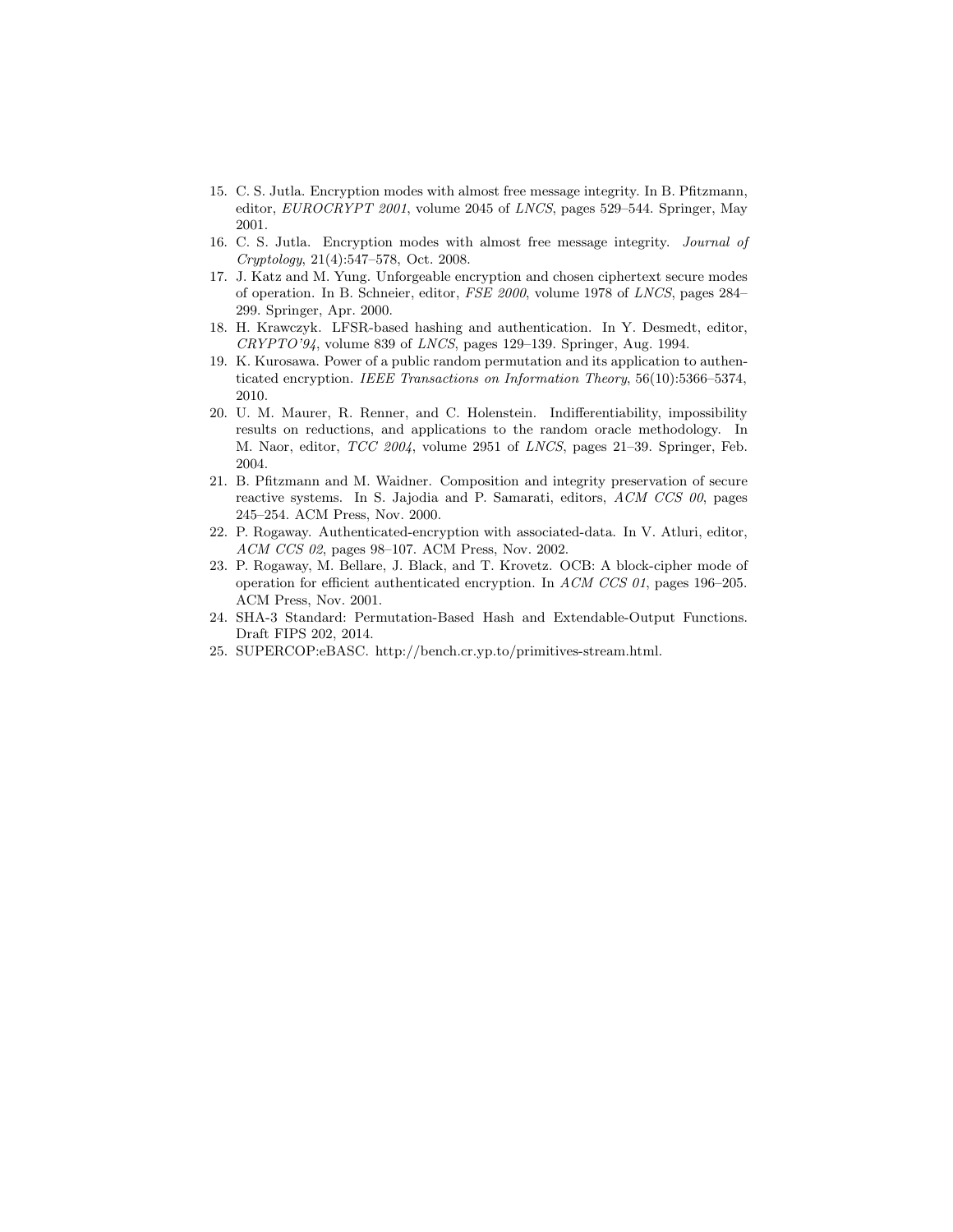15. C. S. Jutla. Encryption modes with almost free message integrity. In B. Pfitzmann, editor, *EUROCRYPT 2001*, volume 2045 of *LNCS*, pages 529–544. Springer, May 2001.
16. C. S. Jutla. Encryption modes with almost free message integrity. *Journal of Cryptology*, 21(4):547–578, Oct. 2008.
17. J. Katz and M. Yung. Unforgeable encryption and chosen ciphertext secure modes of operation. In B. Schneier, editor, *FSE 2000*, volume 1978 of *LNCS*, pages 284–299. Springer, Apr. 2000.
18. H. Krawczyk. LFSR-based hashing and authentication. In Y. Desmedt, editor, *CRYPTO'94*, volume 839 of *LNCS*, pages 129–139. Springer, Aug. 1994.
19. K. Kurosawa. Power of a public random permutation and its application to authenticated encryption. *IEEE Transactions on Information Theory*, 56(10):5366–5374, 2010.
20. U. M. Maurer, R. Renner, and C. Holenstein. Indifferentiability, impossibility results on reductions, and applications to the random oracle methodology. In M. Naor, editor, *TCC 2004*, volume 2951 of *LNCS*, pages 21–39. Springer, Feb. 2004.
21. B. Pfitzmann and M. Waidner. Composition and integrity preservation of secure reactive systems. In S. Jajodia and P. Samarati, editors, *ACM CCS 00*, pages 245–254. ACM Press, Nov. 2000.
22. P. Rogaway. Authenticated-encryption with associated-data. In V. Atluri, editor, *ACM CCS 02*, pages 98–107. ACM Press, Nov. 2002.
23. P. Rogaway, M. Bellare, J. Black, and T. Krovetz. OCB: A block-cipher mode of operation for efficient authenticated encryption. In *ACM CCS 01*, pages 196–205. ACM Press, Nov. 2001.
24. SHA-3 Standard: Permutation-Based Hash and Extendable-Output Functions. Draft FIPS 202, 2014.
25. SUPERCOP:eBASC. http://bench.cr.yp.to/primitives-stream.html.